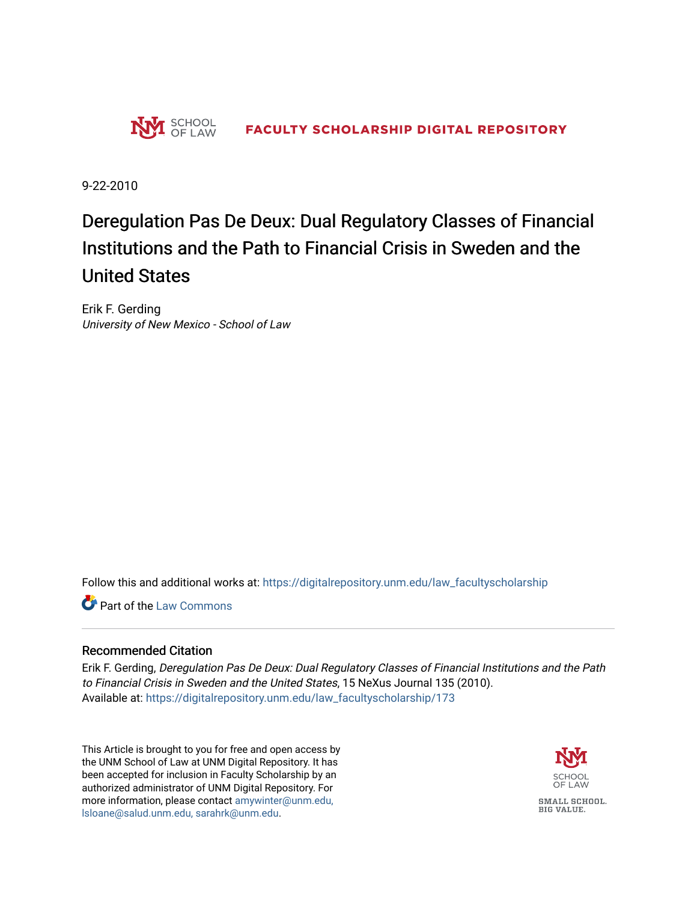SCHOOL OF LAW

FACULTY SCHOLARSHIP DIGITAL REPOSITORY

9-22-2010

# Deregulation Pas De Deux: Dual Regulatory Classes of Financial Institutions and the Path to Financial Crisis in Sweden and the United States

Erik F. Gerding
*University of New Mexico - School of Law*

Follow this and additional works at: https://digitalrepository.unm.edu/law_facultyscholarship

Part of the Law Commons

## Recommended Citation

Erik F. Gerding, *Deregulation Pas De Deux: Dual Regulatory Classes of Financial Institutions and the Path to Financial Crisis in Sweden and the United States*, 15 NeXus Journal 135 (2010).
Available at: https://digitalrepository.unm.edu/law_facultyscholarship/173

This Article is brought to you for free and open access by the UNM School of Law at UNM Digital Repository. It has been accepted for inclusion in Faculty Scholarship by an authorized administrator of UNM Digital Repository. For more information, please contact amywinter@unm.edu, lsloane@salud.unm.edu, sarahrk@unm.edu.

SCHOOL OF LAW

SMALL SCHOOL. BIG VALUE.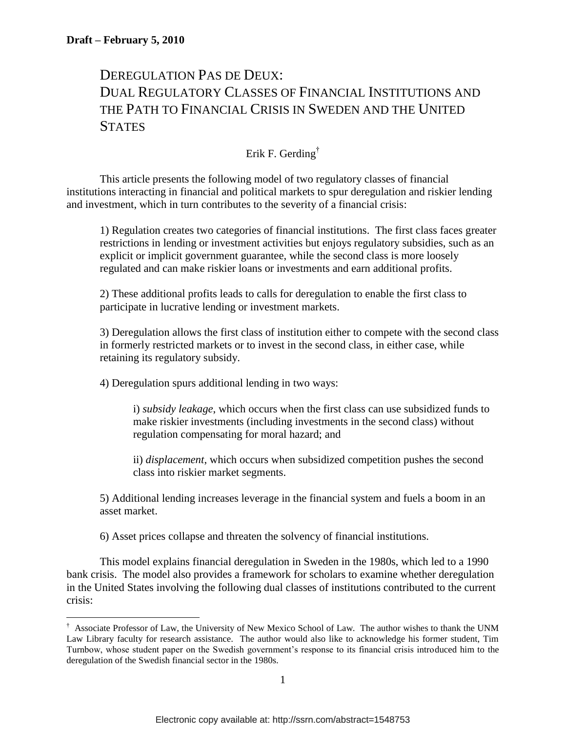Draft – February 5, 2010

# DEREGULATION PAS DE DEUX: DUAL REGULATORY CLASSES OF FINANCIAL INSTITUTIONS AND THE PATH TO FINANCIAL CRISIS IN SWEDEN AND THE UNITED STATES

Erik F. Gerding[†]

This article presents the following model of two regulatory classes of financial institutions interacting in financial and political markets to spur deregulation and riskier lending and investment, which in turn contributes to the severity of a financial crisis:

1) Regulation creates two categories of financial institutions. The first class faces greater restrictions in lending or investment activities but enjoys regulatory subsidies, such as an explicit or implicit government guarantee, while the second class is more loosely regulated and can make riskier loans or investments and earn additional profits.

2) These additional profits leads to calls for deregulation to enable the first class to participate in lucrative lending or investment markets.

3) Deregulation allows the first class of institution either to compete with the second class in formerly restricted markets or to invest in the second class, in either case, while retaining its regulatory subsidy.

4) Deregulation spurs additional lending in two ways:

> i) *subsidy leakage*, which occurs when the first class can use subsidized funds to make riskier investments (including investments in the second class) without regulation compensating for moral hazard; and
>
> ii) *displacement*, which occurs when subsidized competition pushes the second class into riskier market segments.

5) Additional lending increases leverage in the financial system and fuels a boom in an asset market.

6) Asset prices collapse and threaten the solvency of financial institutions.

This model explains financial deregulation in Sweden in the 1980s, which led to a 1990 bank crisis. The model also provides a framework for scholars to examine whether deregulation in the United States involving the following dual classes of institutions contributed to the current crisis:

---

[†] Associate Professor of Law, the University of New Mexico School of Law. The author wishes to thank the UNM Law Library faculty for research assistance. The author would also like to acknowledge his former student, Tim Turnbow, whose student paper on the Swedish government's response to its financial crisis introduced him to the deregulation of the Swedish financial sector in the 1980s.

Electronic copy available at: http://ssrn.com/abstract=1548753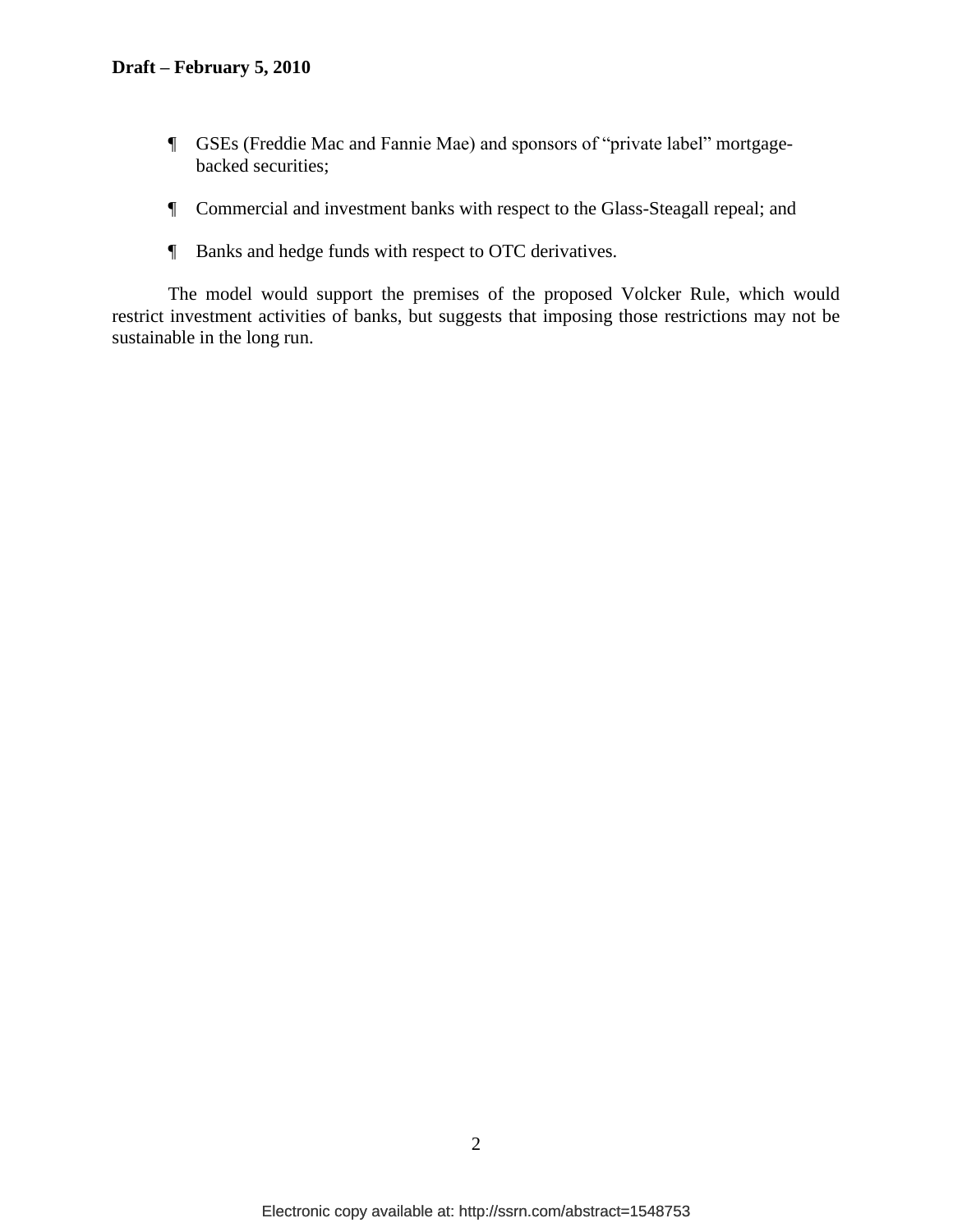- GSEs (Freddie Mac and Fannie Mae) and sponsors of "private label" mortgage-backed securities;

- Commercial and investment banks with respect to the Glass-Steagall repeal; and

- Banks and hedge funds with respect to OTC derivatives.

The model would support the premises of the proposed Volcker Rule, which would restrict investment activities of banks, but suggests that imposing those restrictions may not be sustainable in the long run.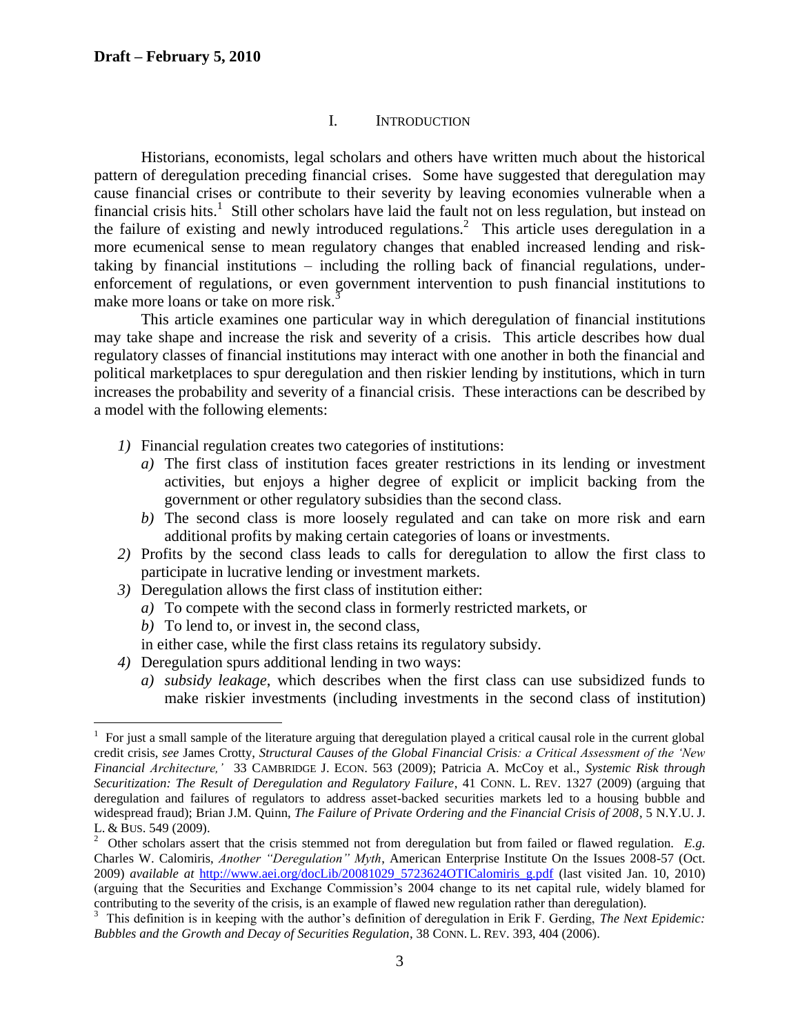# I. INTRODUCTION

Historians, economists, legal scholars and others have written much about the historical pattern of deregulation preceding financial crises. Some have suggested that deregulation may cause financial crises or contribute to their severity by leaving economies vulnerable when a financial crisis hits.[1] Still other scholars have laid the fault not on less regulation, but instead on the failure of existing and newly introduced regulations.[2] This article uses deregulation in a more ecumenical sense to mean regulatory changes that enabled increased lending and risk-taking by financial institutions – including the rolling back of financial regulations, under-enforcement of regulations, or even government intervention to push financial institutions to make more loans or take on more risk.[3]

This article examines one particular way in which deregulation of financial institutions may take shape and increase the risk and severity of a crisis. This article describes how dual regulatory classes of financial institutions may interact with one another in both the financial and political marketplaces to spur deregulation and then riskier lending by institutions, which in turn increases the probability and severity of a financial crisis. These interactions can be described by a model with the following elements:

1) Financial regulation creates two categories of institutions:
   a) The first class of institution faces greater restrictions in its lending or investment activities, but enjoys a higher degree of explicit or implicit backing from the government or other regulatory subsidies than the second class.
   b) The second class is more loosely regulated and can take on more risk and earn additional profits by making certain categories of loans or investments.
2) Profits by the second class leads to calls for deregulation to allow the first class to participate in lucrative lending or investment markets.
3) Deregulation allows the first class of institution either:
   a) To compete with the second class in formerly restricted markets, or
   b) To lend to, or invest in, the second class,

   in either case, while the first class retains its regulatory subsidy.
4) Deregulation spurs additional lending in two ways:
   a) *subsidy leakage*, which describes when the first class can use subsidized funds to make riskier investments (including investments in the second class of institution)

---

[1] For just a small sample of the literature arguing that deregulation played a critical causal role in the current global credit crisis, *see* James Crotty, *Structural Causes of the Global Financial Crisis: a Critical Assessment of the 'New Financial Architecture,'* 33 CAMBRIDGE J. ECON. 563 (2009); Patricia A. McCoy et al., *Systemic Risk through Securitization: The Result of Deregulation and Regulatory Failure*, 41 CONN. L. REV. 1327 (2009) (arguing that deregulation and failures of regulators to address asset-backed securities markets led to a housing bubble and widespread fraud); Brian J.M. Quinn, *The Failure of Private Ordering and the Financial Crisis of 2008*, 5 N.Y.U. J. L. & BUS. 549 (2009).

[2] Other scholars assert that the crisis stemmed not from deregulation but from failed or flawed regulation. *E.g.* Charles W. Calomiris, *Another "Deregulation" Myth*, American Enterprise Institute On the Issues 2008-57 (Oct. 2009) *available at* http://www.aei.org/docLib/20081029_5723624OTICalomiris_g.pdf (last visited Jan. 10, 2010) (arguing that the Securities and Exchange Commission's 2004 change to its net capital rule, widely blamed for contributing to the severity of the crisis, is an example of flawed new regulation rather than deregulation).

[3] This definition is in keeping with the author's definition of deregulation in Erik F. Gerding, *The Next Epidemic: Bubbles and the Growth and Decay of Securities Regulation*, 38 CONN. L. REV. 393, 404 (2006).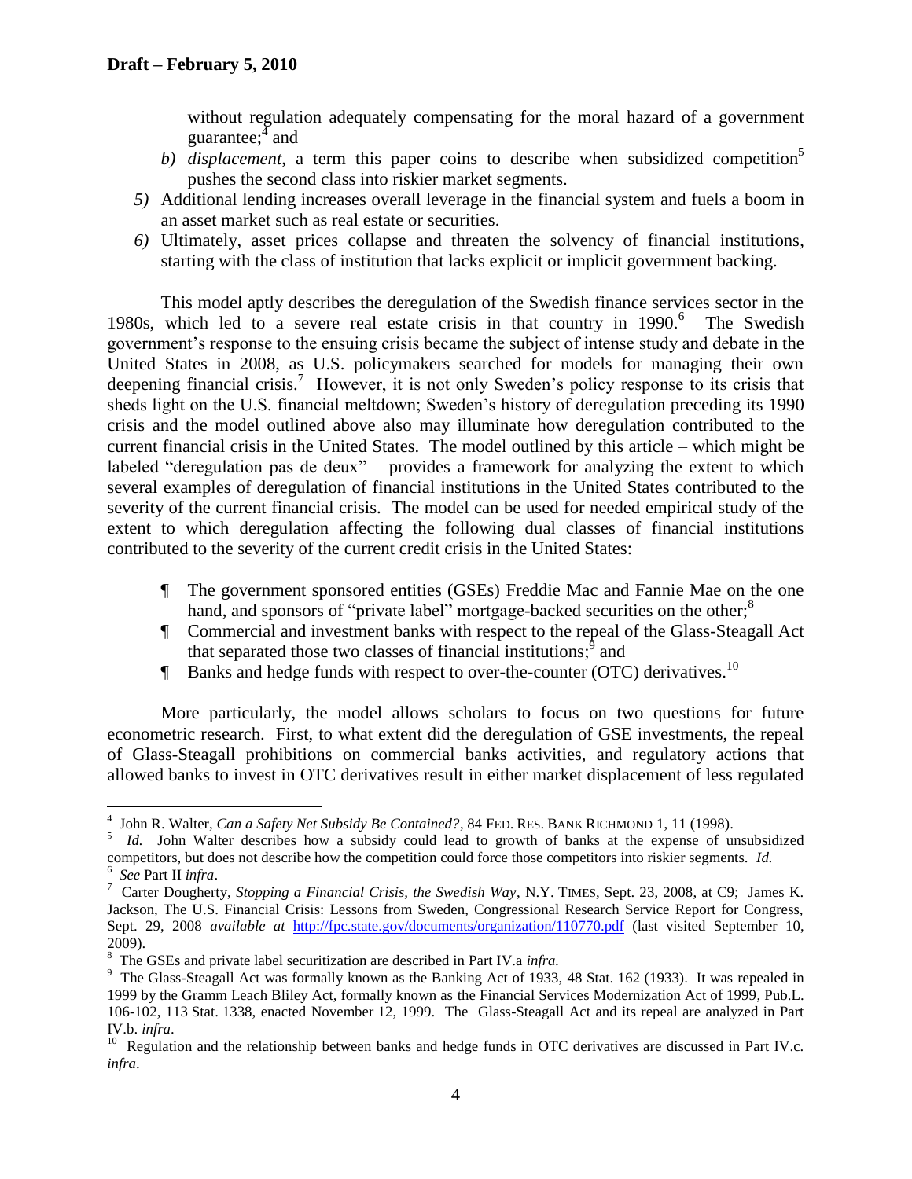without regulation adequately compensating for the moral hazard of a government guarantee;[4] and

b) *displacement*, a term this paper coins to describe when subsidized competition[5] pushes the second class into riskier market segments.

5) Additional lending increases overall leverage in the financial system and fuels a boom in an asset market such as real estate or securities.

6) Ultimately, asset prices collapse and threaten the solvency of financial institutions, starting with the class of institution that lacks explicit or implicit government backing.

This model aptly describes the deregulation of the Swedish finance services sector in the 1980s, which led to a severe real estate crisis in that country in 1990.[6] The Swedish government's response to the ensuing crisis became the subject of intense study and debate in the United States in 2008, as U.S. policymakers searched for models for managing their own deepening financial crisis.[7] However, it is not only Sweden's policy response to its crisis that sheds light on the U.S. financial meltdown; Sweden's history of deregulation preceding its 1990 crisis and the model outlined above also may illuminate how deregulation contributed to the current financial crisis in the United States. The model outlined by this article – which might be labeled "deregulation pas de deux" – provides a framework for analyzing the extent to which several examples of deregulation of financial institutions in the United States contributed to the severity of the current financial crisis. The model can be used for needed empirical study of the extent to which deregulation affecting the following dual classes of financial institutions contributed to the severity of the current credit crisis in the United States:

¶ The government sponsored entities (GSEs) Freddie Mac and Fannie Mae on the one hand, and sponsors of "private label" mortgage-backed securities on the other;[8]

¶ Commercial and investment banks with respect to the repeal of the Glass-Steagall Act that separated those two classes of financial institutions;[9] and

¶ Banks and hedge funds with respect to over-the-counter (OTC) derivatives.[10]

More particularly, the model allows scholars to focus on two questions for future econometric research. First, to what extent did the deregulation of GSE investments, the repeal of Glass-Steagall prohibitions on commercial banks activities, and regulatory actions that allowed banks to invest in OTC derivatives result in either market displacement of less regulated

---

[4] John R. Walter, *Can a Safety Net Subsidy Be Contained?*, 84 FED. RES. BANK RICHMOND 1, 11 (1998).

[5] *Id.* John Walter describes how a subsidy could lead to growth of banks at the expense of unsubsidized competitors, but does not describe how the competition could force those competitors into riskier segments. *Id.*

[6] *See* Part II *infra*.

[7] Carter Dougherty, *Stopping a Financial Crisis, the Swedish Way*, N.Y. TIMES, Sept. 23, 2008, at C9; James K. Jackson, The U.S. Financial Crisis: Lessons from Sweden, Congressional Research Service Report for Congress, Sept. 29, 2008 *available at* http://fpc.state.gov/documents/organization/110770.pdf (last visited September 10, 2009).

[8] The GSEs and private label securitization are described in Part IV.a *infra.*

[9] The Glass-Steagall Act was formally known as the Banking Act of 1933, 48 Stat. 162 (1933). It was repealed in 1999 by the Gramm Leach Bliley Act, formally known as the Financial Services Modernization Act of 1999, Pub.L. 106-102, 113 Stat. 1338, enacted November 12, 1999. The Glass-Steagall Act and its repeal are analyzed in Part IV.b. *infra*.

[10] Regulation and the relationship between banks and hedge funds in OTC derivatives are discussed in Part IV.c. *infra*.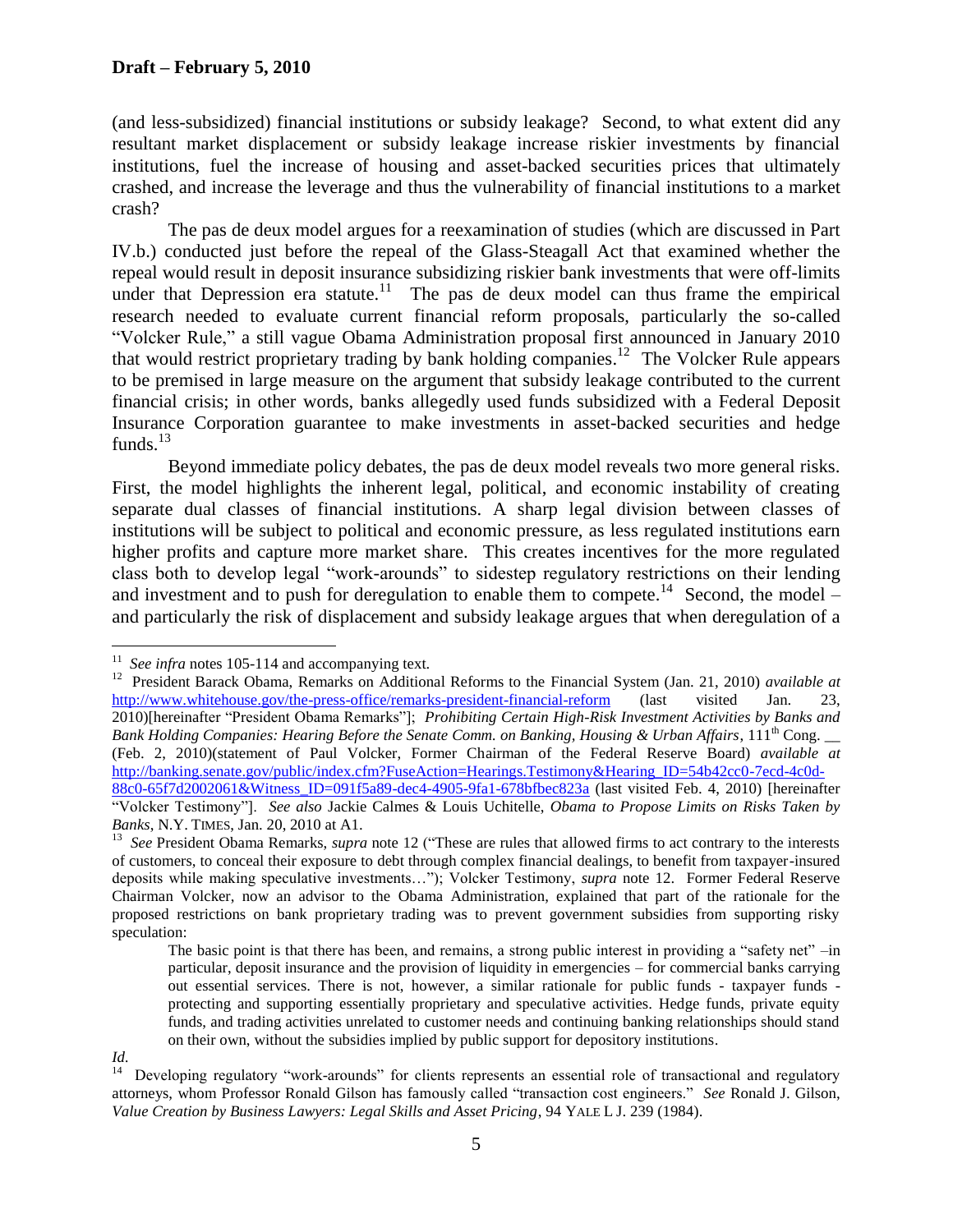(and less-subsidized) financial institutions or subsidy leakage? Second, to what extent did any resultant market displacement or subsidy leakage increase riskier investments by financial institutions, fuel the increase of housing and asset-backed securities prices that ultimately crashed, and increase the leverage and thus the vulnerability of financial institutions to a market crash?

The pas de deux model argues for a reexamination of studies (which are discussed in Part IV.b.) conducted just before the repeal of the Glass-Steagall Act that examined whether the repeal would result in deposit insurance subsidizing riskier bank investments that were off-limits under that Depression era statute.[11] The pas de deux model can thus frame the empirical research needed to evaluate current financial reform proposals, particularly the so-called "Volcker Rule," a still vague Obama Administration proposal first announced in January 2010 that would restrict proprietary trading by bank holding companies.[12] The Volcker Rule appears to be premised in large measure on the argument that subsidy leakage contributed to the current financial crisis; in other words, banks allegedly used funds subsidized with a Federal Deposit Insurance Corporation guarantee to make investments in asset-backed securities and hedge funds.[13]

Beyond immediate policy debates, the pas de deux model reveals two more general risks. First, the model highlights the inherent legal, political, and economic instability of creating separate dual classes of financial institutions. A sharp legal division between classes of institutions will be subject to political and economic pressure, as less regulated institutions earn higher profits and capture more market share. This creates incentives for the more regulated class both to develop legal "work-arounds" to sidestep regulatory restrictions on their lending and investment and to push for deregulation to enable them to compete.[14] Second, the model – and particularly the risk of displacement and subsidy leakage argues that when deregulation of a

---

[11] *See infra* notes 105-114 and accompanying text.

[12] President Barack Obama, Remarks on Additional Reforms to the Financial System (Jan. 21, 2010) *available at* http://www.whitehouse.gov/the-press-office/remarks-president-financial-reform (last visited Jan. 23, 2010)[hereinafter "President Obama Remarks"]; *Prohibiting Certain High-Risk Investment Activities by Banks and Bank Holding Companies: Hearing Before the Senate Comm. on Banking, Housing & Urban Affairs*, 111th Cong. __ (Feb. 2, 2010)(statement of Paul Volcker, Former Chairman of the Federal Reserve Board) *available at* http://banking.senate.gov/public/index.cfm?FuseAction=Hearings.Testimony&Hearing_ID=54b42cc0-7ecd-4c0d-88c0-65f7d2002061&Witness_ID=091f5a89-dec4-4905-9fa1-678bfbec823a (last visited Feb. 4, 2010) [hereinafter "Volcker Testimony"]. *See also* Jackie Calmes & Louis Uchitelle, *Obama to Propose Limits on Risks Taken by Banks*, N.Y. TIMES, Jan. 20, 2010 at A1.

[13] *See* President Obama Remarks, *supra* note 12 ("These are rules that allowed firms to act contrary to the interests of customers, to conceal their exposure to debt through complex financial dealings, to benefit from taxpayer-insured deposits while making speculative investments…"); Volcker Testimony, *supra* note 12. Former Federal Reserve Chairman Volcker, now an advisor to the Obama Administration, explained that part of the rationale for the proposed restrictions on bank proprietary trading was to prevent government subsidies from supporting risky speculation:

> The basic point is that there has been, and remains, a strong public interest in providing a "safety net" –in particular, deposit insurance and the provision of liquidity in emergencies – for commercial banks carrying out essential services. There is not, however, a similar rationale for public funds - taxpayer funds - protecting and supporting essentially proprietary and speculative activities. Hedge funds, private equity funds, and trading activities unrelated to customer needs and continuing banking relationships should stand on their own, without the subsidies implied by public support for depository institutions.

*Id.*

[14] Developing regulatory "work-arounds" for clients represents an essential role of transactional and regulatory attorneys, whom Professor Ronald Gilson has famously called "transaction cost engineers." *See* Ronald J. Gilson, *Value Creation by Business Lawyers: Legal Skills and Asset Pricing*, 94 YALE L J. 239 (1984).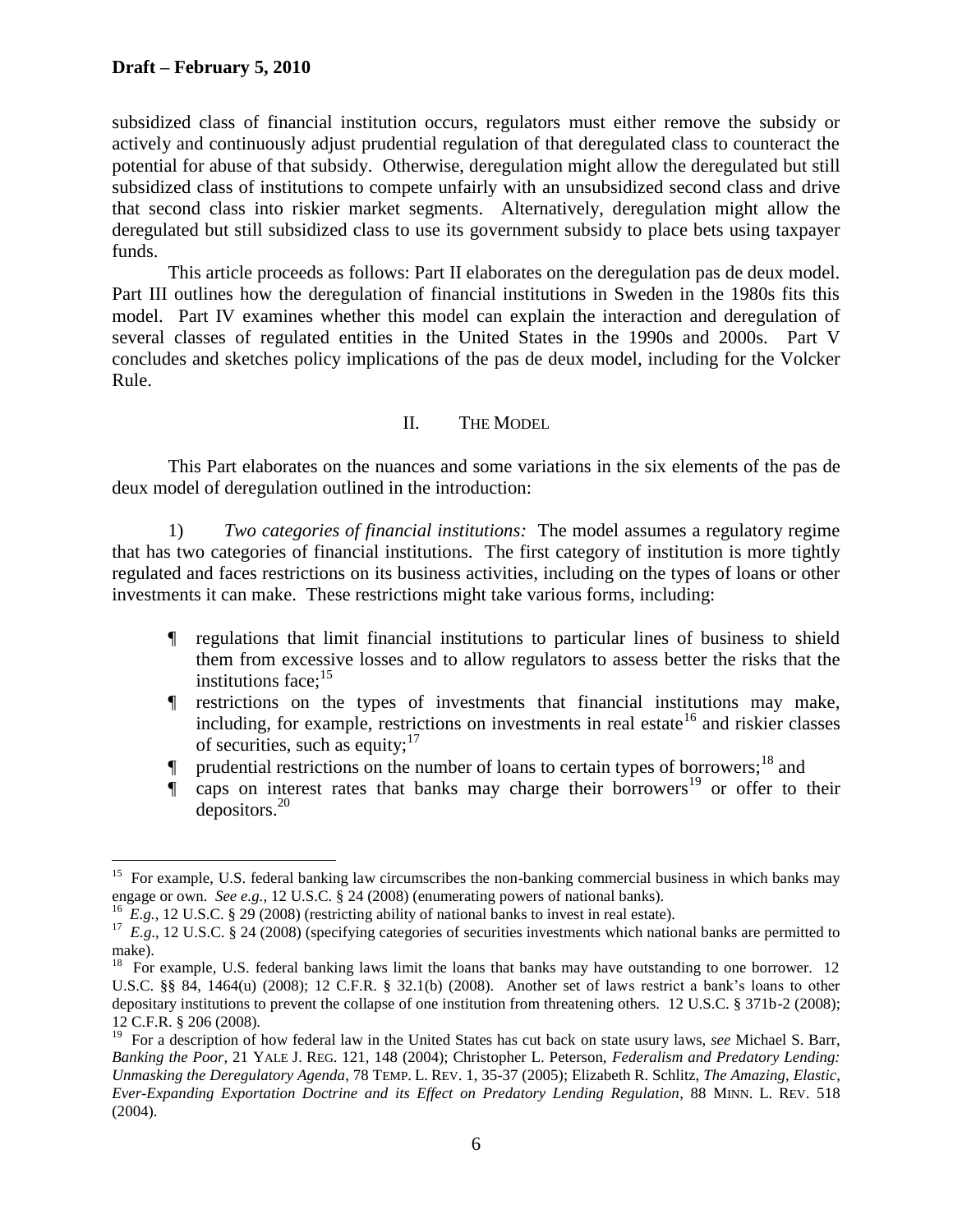subsidized class of financial institution occurs, regulators must either remove the subsidy or actively and continuously adjust prudential regulation of that deregulated class to counteract the potential for abuse of that subsidy. Otherwise, deregulation might allow the deregulated but still subsidized class of institutions to compete unfairly with an unsubsidized second class and drive that second class into riskier market segments. Alternatively, deregulation might allow the deregulated but still subsidized class to use its government subsidy to place bets using taxpayer funds.

This article proceeds as follows: Part II elaborates on the deregulation pas de deux model. Part III outlines how the deregulation of financial institutions in Sweden in the 1980s fits this model. Part IV examines whether this model can explain the interaction and deregulation of several classes of regulated entities in the United States in the 1990s and 2000s. Part V concludes and sketches policy implications of the pas de deux model, including for the Volcker Rule.

## II. THE MODEL

This Part elaborates on the nuances and some variations in the six elements of the pas de deux model of deregulation outlined in the introduction:

1) *Two categories of financial institutions:* The model assumes a regulatory regime that has two categories of financial institutions. The first category of institution is more tightly regulated and faces restrictions on its business activities, including on the types of loans or other investments it can make. These restrictions might take various forms, including:

¶ regulations that limit financial institutions to particular lines of business to shield them from excessive losses and to allow regulators to assess better the risks that the institutions face;[15]

¶ restrictions on the types of investments that financial institutions may make, including, for example, restrictions on investments in real estate[16] and riskier classes of securities, such as equity;[17]

¶ prudential restrictions on the number of loans to certain types of borrowers;[18] and

¶ caps on interest rates that banks may charge their borrowers[19] or offer to their depositors.[20]

---

[15] For example, U.S. federal banking law circumscribes the non-banking commercial business in which banks may engage or own. *See e.g.*, 12 U.S.C. § 24 (2008) (enumerating powers of national banks).

[16] *E.g.*, 12 U.S.C. § 29 (2008) (restricting ability of national banks to invest in real estate).

[17] *E.g.*, 12 U.S.C. § 24 (2008) (specifying categories of securities investments which national banks are permitted to make).

[18] For example, U.S. federal banking laws limit the loans that banks may have outstanding to one borrower. 12 U.S.C. §§ 84, 1464(u) (2008); 12 C.F.R. § 32.1(b) (2008). Another set of laws restrict a bank's loans to other depositary institutions to prevent the collapse of one institution from threatening others. 12 U.S.C. § 371b-2 (2008); 12 C.F.R. § 206 (2008).

[19] For a description of how federal law in the United States has cut back on state usury laws, *see* Michael S. Barr, *Banking the Poor*, 21 YALE J. REG. 121, 148 (2004); Christopher L. Peterson, *Federalism and Predatory Lending: Unmasking the Deregulatory Agenda*, 78 TEMP. L. REV. 1, 35-37 (2005); Elizabeth R. Schlitz, *The Amazing, Elastic, Ever-Expanding Exportation Doctrine and its Effect on Predatory Lending Regulation*, 88 MINN. L. REV. 518 (2004).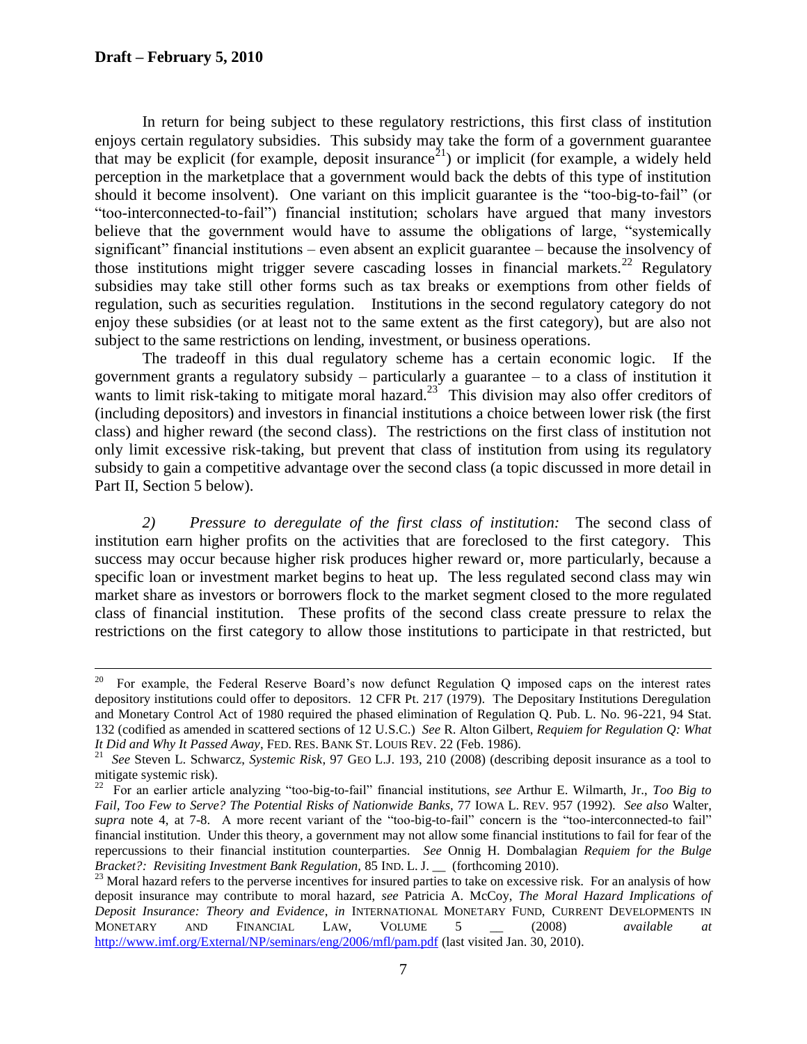In return for being subject to these regulatory restrictions, this first class of institution enjoys certain regulatory subsidies. This subsidy may take the form of a government guarantee that may be explicit (for example, deposit insurance[21]) or implicit (for example, a widely held perception in the marketplace that a government would back the debts of this type of institution should it become insolvent). One variant on this implicit guarantee is the "too-big-to-fail" (or "too-interconnected-to-fail") financial institution; scholars have argued that many investors believe that the government would have to assume the obligations of large, "systemically significant" financial institutions – even absent an explicit guarantee – because the insolvency of those institutions might trigger severe cascading losses in financial markets.[22] Regulatory subsidies may take still other forms such as tax breaks or exemptions from other fields of regulation, such as securities regulation. Institutions in the second regulatory category do not enjoy these subsidies (or at least not to the same extent as the first category), but are also not subject to the same restrictions on lending, investment, or business operations.

The tradeoff in this dual regulatory scheme has a certain economic logic. If the government grants a regulatory subsidy – particularly a guarantee – to a class of institution it wants to limit risk-taking to mitigate moral hazard.[23] This division may also offer creditors of (including depositors) and investors in financial institutions a choice between lower risk (the first class) and higher reward (the second class). The restrictions on the first class of institution not only limit excessive risk-taking, but prevent that class of institution from using its regulatory subsidy to gain a competitive advantage over the second class (a topic discussed in more detail in Part II, Section 5 below).

*2) Pressure to deregulate of the first class of institution:* The second class of institution earn higher profits on the activities that are foreclosed to the first category. This success may occur because higher risk produces higher reward or, more particularly, because a specific loan or investment market begins to heat up. The less regulated second class may win market share as investors or borrowers flock to the market segment closed to the more regulated class of financial institution. These profits of the second class create pressure to relax the restrictions on the first category to allow those institutions to participate in that restricted, but

---

[20] For example, the Federal Reserve Board's now defunct Regulation Q imposed caps on the interest rates depository institutions could offer to depositors. 12 CFR Pt. 217 (1979). The Depositary Institutions Deregulation and Monetary Control Act of 1980 required the phased elimination of Regulation Q. Pub. L. No. 96-221, 94 Stat. 132 (codified as amended in scattered sections of 12 U.S.C.) *See* R. Alton Gilbert, *Requiem for Regulation Q: What It Did and Why It Passed Away*, FED. RES. BANK ST. LOUIS REV. 22 (Feb. 1986).

[21] *See* Steven L. Schwarcz, *Systemic Risk*, 97 GEO L.J. 193, 210 (2008) (describing deposit insurance as a tool to mitigate systemic risk).

[22] For an earlier article analyzing "too-big-to-fail" financial institutions, *see* Arthur E. Wilmarth, Jr., *Too Big to Fail, Too Few to Serve? The Potential Risks of Nationwide Banks*, 77 IOWA L. REV. 957 (1992). *See also* Walter, *supra* note 4, at 7-8. A more recent variant of the "too-big-to-fail" concern is the "too-interconnected-to fail" financial institution. Under this theory, a government may not allow some financial institutions to fail for fear of the repercussions to their financial institution counterparties. *See* Onnig H. Dombalagian *Requiem for the Bulge Bracket?: Revisiting Investment Bank Regulation*, 85 IND. L. J. __ (forthcoming 2010).

[23] Moral hazard refers to the perverse incentives for insured parties to take on excessive risk. For an analysis of how deposit insurance may contribute to moral hazard, *see* Patricia A. McCoy, *The Moral Hazard Implications of Deposit Insurance: Theory and Evidence*, *in* INTERNATIONAL MONETARY FUND, CURRENT DEVELOPMENTS IN MONETARY AND FINANCIAL LAW, VOLUME 5 __ (2008) *available at* http://www.imf.org/External/NP/seminars/eng/2006/mfl/pam.pdf (last visited Jan. 30, 2010).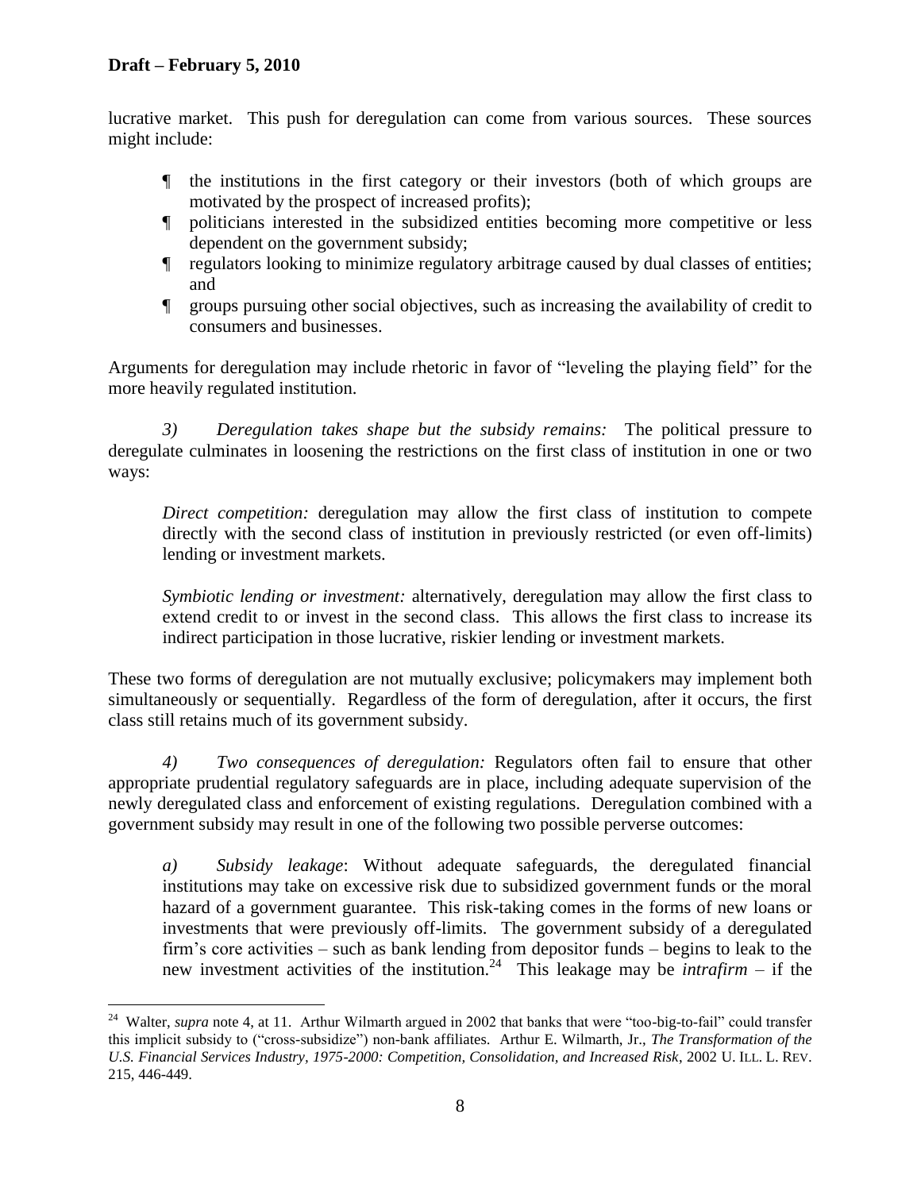lucrative market. This push for deregulation can come from various sources. These sources might include:

- the institutions in the first category or their investors (both of which groups are motivated by the prospect of increased profits);
- politicians interested in the subsidized entities becoming more competitive or less dependent on the government subsidy;
- regulators looking to minimize regulatory arbitrage caused by dual classes of entities; and
- groups pursuing other social objectives, such as increasing the availability of credit to consumers and businesses.

Arguments for deregulation may include rhetoric in favor of "leveling the playing field" for the more heavily regulated institution.

*3) Deregulation takes shape but the subsidy remains:* The political pressure to deregulate culminates in loosening the restrictions on the first class of institution in one or two ways:

> *Direct competition:* deregulation may allow the first class of institution to compete directly with the second class of institution in previously restricted (or even off-limits) lending or investment markets.
>
> *Symbiotic lending or investment:* alternatively, deregulation may allow the first class to extend credit to or invest in the second class. This allows the first class to increase its indirect participation in those lucrative, riskier lending or investment markets.

These two forms of deregulation are not mutually exclusive; policymakers may implement both simultaneously or sequentially. Regardless of the form of deregulation, after it occurs, the first class still retains much of its government subsidy.

*4) Two consequences of deregulation:* Regulators often fail to ensure that other appropriate prudential regulatory safeguards are in place, including adequate supervision of the newly deregulated class and enforcement of existing regulations. Deregulation combined with a government subsidy may result in one of the following two possible perverse outcomes:

> *a) Subsidy leakage*: Without adequate safeguards, the deregulated financial institutions may take on excessive risk due to subsidized government funds or the moral hazard of a government guarantee. This risk-taking comes in the forms of new loans or investments that were previously off-limits. The government subsidy of a deregulated firm's core activities – such as bank lending from depositor funds – begins to leak to the new investment activities of the institution.[24] This leakage may be *intrafirm* – if the

---

[24] Walter, *supra* note 4, at 11. Arthur Wilmarth argued in 2002 that banks that were "too-big-to-fail" could transfer this implicit subsidy to ("cross-subsidize") non-bank affiliates. Arthur E. Wilmarth, Jr., *The Transformation of the U.S. Financial Services Industry, 1975-2000: Competition, Consolidation, and Increased Risk*, 2002 U. ILL. L. REV. 215, 446-449.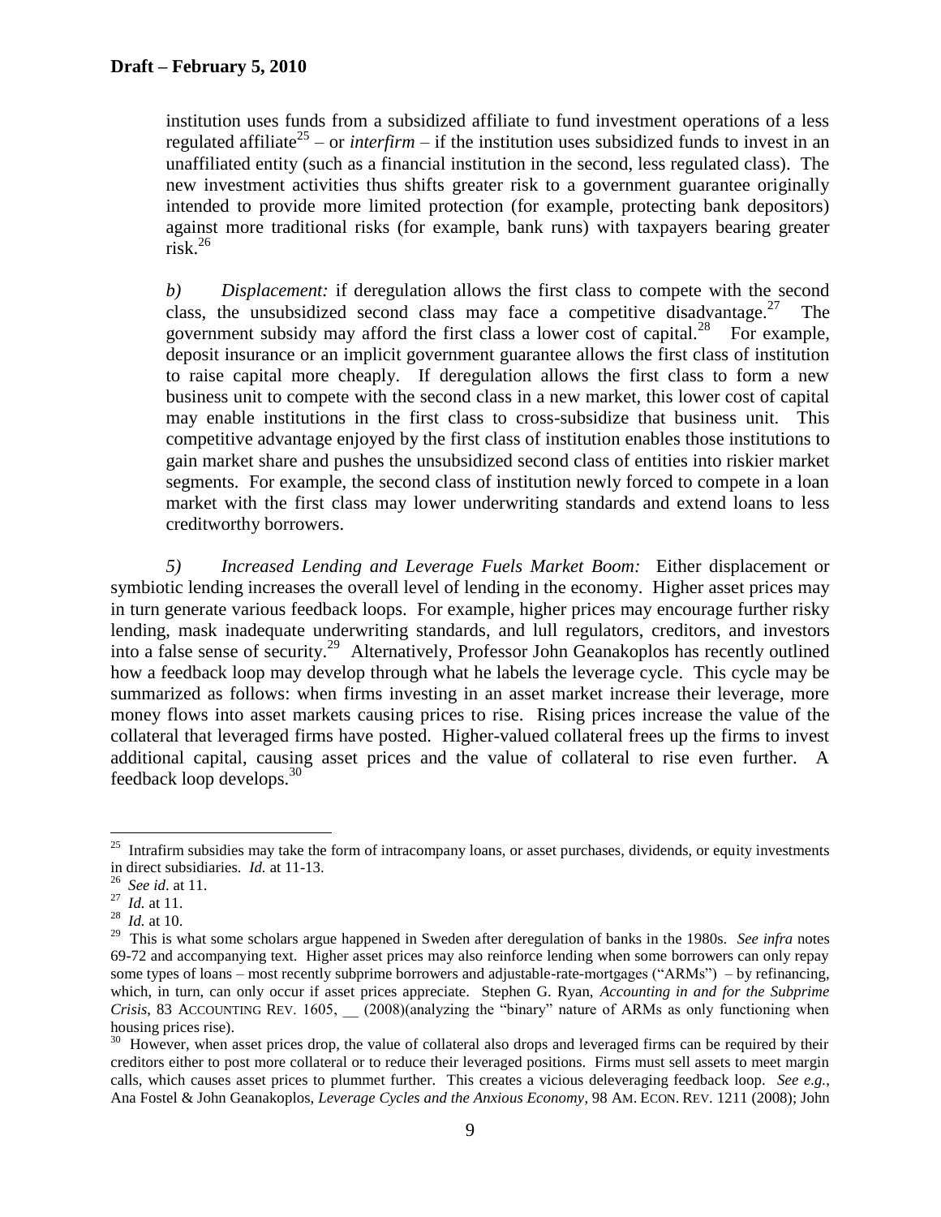institution uses funds from a subsidized affiliate to fund investment operations of a less regulated affiliate[25] – or *interfirm* – if the institution uses subsidized funds to invest in an unaffiliated entity (such as a financial institution in the second, less regulated class). The new investment activities thus shifts greater risk to a government guarantee originally intended to provide more limited protection (for example, protecting bank depositors) against more traditional risks (for example, bank runs) with taxpayers bearing greater risk.[26]

*b) Displacement:* if deregulation allows the first class to compete with the second class, the unsubsidized second class may face a competitive disadvantage.[27] The government subsidy may afford the first class a lower cost of capital.[28] For example, deposit insurance or an implicit government guarantee allows the first class of institution to raise capital more cheaply. If deregulation allows the first class to form a new business unit to compete with the second class in a new market, this lower cost of capital may enable institutions in the first class to cross-subsidize that business unit. This competitive advantage enjoyed by the first class of institution enables those institutions to gain market share and pushes the unsubsidized second class of entities into riskier market segments. For example, the second class of institution newly forced to compete in a loan market with the first class may lower underwriting standards and extend loans to less creditworthy borrowers.

*5) Increased Lending and Leverage Fuels Market Boom:* Either displacement or symbiotic lending increases the overall level of lending in the economy. Higher asset prices may in turn generate various feedback loops. For example, higher prices may encourage further risky lending, mask inadequate underwriting standards, and lull regulators, creditors, and investors into a false sense of security.[29] Alternatively, Professor John Geanakoplos has recently outlined how a feedback loop may develop through what he labels the leverage cycle. This cycle may be summarized as follows: when firms investing in an asset market increase their leverage, more money flows into asset markets causing prices to rise. Rising prices increase the value of the collateral that leveraged firms have posted. Higher-valued collateral frees up the firms to invest additional capital, causing asset prices and the value of collateral to rise even further. A feedback loop develops.[30]

---

[25] Intrafirm subsidies may take the form of intracompany loans, or asset purchases, dividends, or equity investments in direct subsidiaries. *Id.* at 11-13.

[26] *See id*. at 11.

[27] *Id.* at 11.

[28] *Id.* at 10.

[29] This is what some scholars argue happened in Sweden after deregulation of banks in the 1980s. *See infra* notes 69-72 and accompanying text. Higher asset prices may also reinforce lending when some borrowers can only repay some types of loans – most recently subprime borrowers and adjustable-rate-mortgages ("ARMs") – by refinancing, which, in turn, can only occur if asset prices appreciate. Stephen G. Ryan, *Accounting in and for the Subprime Crisis*, 83 ACCOUNTING REV. 1605, __ (2008)(analyzing the "binary" nature of ARMs as only functioning when housing prices rise).

[30] However, when asset prices drop, the value of collateral also drops and leveraged firms can be required by their creditors either to post more collateral or to reduce their leveraged positions. Firms must sell assets to meet margin calls, which causes asset prices to plummet further. This creates a vicious deleveraging feedback loop. *See e.g.*, Ana Fostel & John Geanakoplos, *Leverage Cycles and the Anxious Economy*, 98 AM. ECON. REV. 1211 (2008); John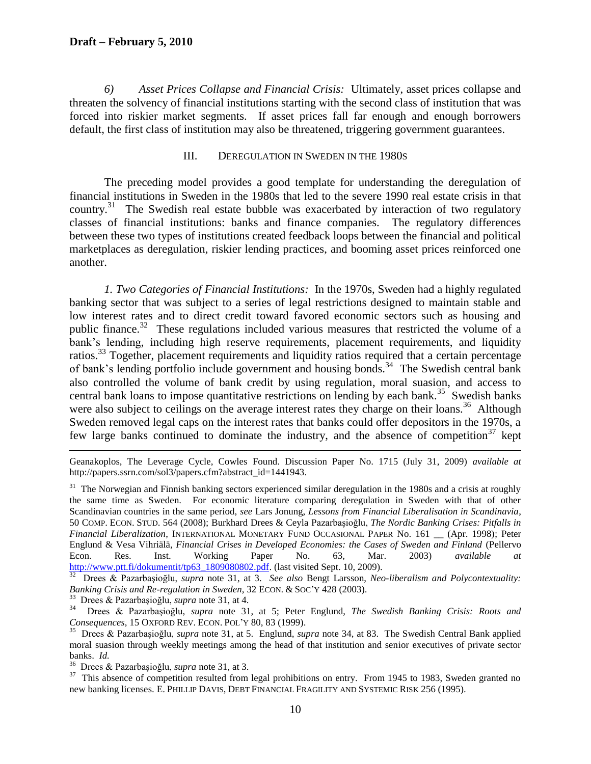*6) Asset Prices Collapse and Financial Crisis:* Ultimately, asset prices collapse and threaten the solvency of financial institutions starting with the second class of institution that was forced into riskier market segments. If asset prices fall far enough and enough borrowers default, the first class of institution may also be threatened, triggering government guarantees.

## III. DEREGULATION IN SWEDEN IN THE 1980S

The preceding model provides a good template for understanding the deregulation of financial institutions in Sweden in the 1980s that led to the severe 1990 real estate crisis in that country.[31] The Swedish real estate bubble was exacerbated by interaction of two regulatory classes of financial institutions: banks and finance companies. The regulatory differences between these two types of institutions created feedback loops between the financial and political marketplaces as deregulation, riskier lending practices, and booming asset prices reinforced one another.

*1. Two Categories of Financial Institutions:* In the 1970s, Sweden had a highly regulated banking sector that was subject to a series of legal restrictions designed to maintain stable and low interest rates and to direct credit toward favored economic sectors such as housing and public finance.[32] These regulations included various measures that restricted the volume of a bank's lending, including high reserve requirements, placement requirements, and liquidity ratios.[33] Together, placement requirements and liquidity ratios required that a certain percentage of bank's lending portfolio include government and housing bonds.[34] The Swedish central bank also controlled the volume of bank credit by using regulation, moral suasion, and access to central bank loans to impose quantitative restrictions on lending by each bank.[35] Swedish banks were also subject to ceilings on the average interest rates they charge on their loans.[36] Although Sweden removed legal caps on the interest rates that banks could offer depositors in the 1970s, a few large banks continued to dominate the industry, and the absence of competition[37] kept

---

Geanakoplos, The Leverage Cycle, Cowles Found. Discussion Paper No. 1715 (July 31, 2009) *available at* http://papers.ssrn.com/sol3/papers.cfm?abstract_id=1441943.

[31] The Norwegian and Finnish banking sectors experienced similar deregulation in the 1980s and a crisis at roughly the same time as Sweden. For economic literature comparing deregulation in Sweden with that of other Scandinavian countries in the same period, *see* Lars Jonung, *Lessons from Financial Liberalisation in Scandinavia*, 50 COMP. ECON. STUD. 564 (2008); Burkhard Drees & Ceyla Pazarbaşioğlu, *The Nordic Banking Crises: Pitfalls in Financial Liberalization*, INTERNATIONAL MONETARY FUND OCCASIONAL PAPER No. 161 __ (Apr. 1998); Peter Englund & Vesa Vihriälä, *Financial Crises in Developed Economies: the Cases of Sweden and Finland* (Pellervo Econ. Res. Inst. Working Paper No. 63, Mar. 2003) *available at* http://www.ptt.fi/dokumentit/tp63_1809080802.pdf. (last visited Sept. 10, 2009).

[32] Drees & Pazarbaşioğlu, *supra* note 31, at 3. *See also* Bengt Larsson, *Neo-liberalism and Polycontextuality: Banking Crisis and Re-regulation in Sweden*, 32 ECON. & SOC'Y 428 (2003).

[33] Drees & Pazarbaşioğlu, *supra* note 31, at 4.

[34] Drees & Pazarbaşioğlu, *supra* note 31, at 5; Peter Englund, *The Swedish Banking Crisis: Roots and Consequences*, 15 OXFORD REV. ECON. POL'Y 80, 83 (1999).

[35] Drees & Pazarbaşioğlu, *supra* note 31, at 5. Englund, *supra* note 34, at 83. The Swedish Central Bank applied moral suasion through weekly meetings among the head of that institution and senior executives of private sector banks. *Id.*

[36] Drees & Pazarbaşioğlu, *supra* note 31, at 3.

[37] This absence of competition resulted from legal prohibitions on entry. From 1945 to 1983, Sweden granted no new banking licenses. E. PHILLIP DAVIS, DEBT FINANCIAL FRAGILITY AND SYSTEMIC RISK 256 (1995).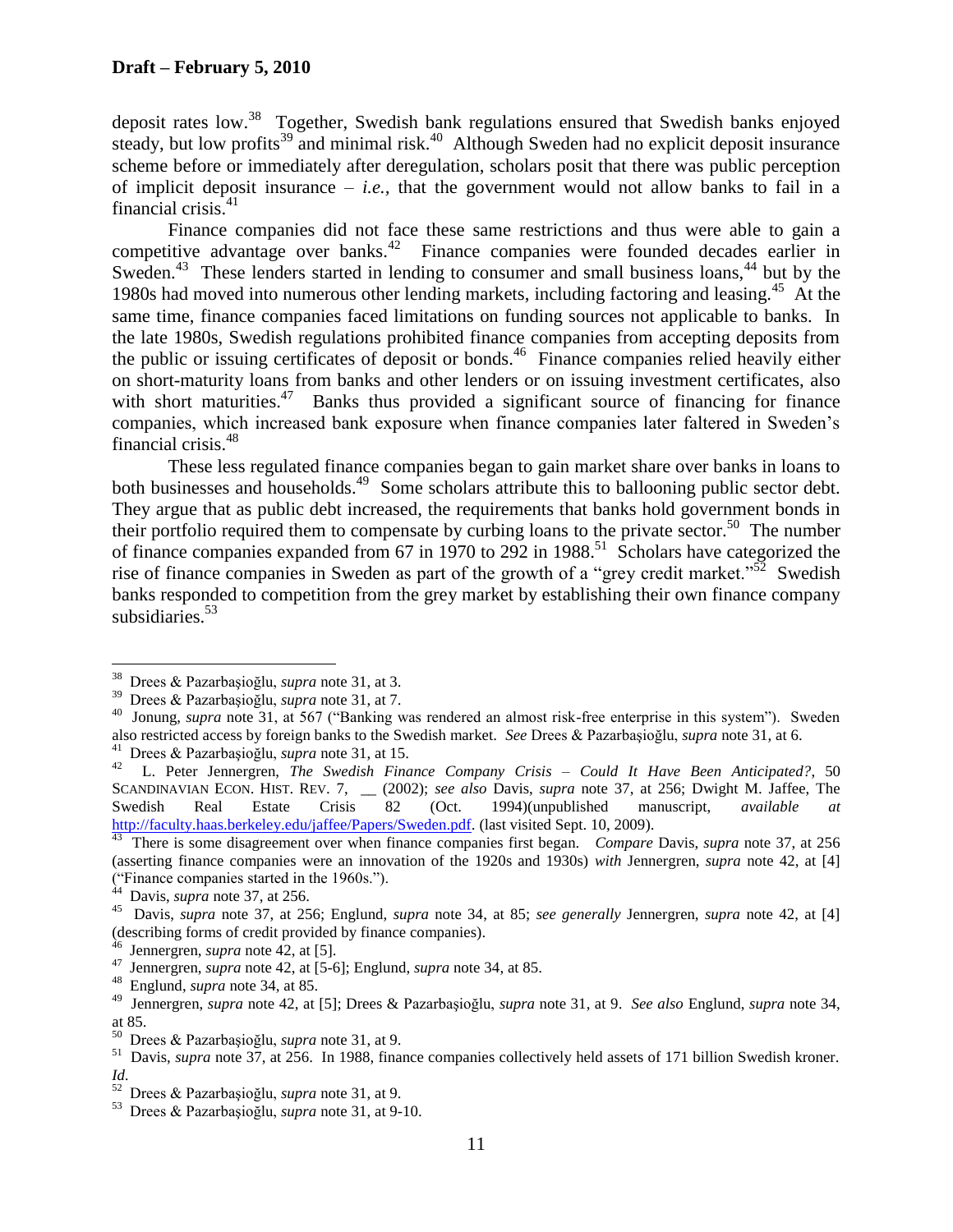deposit rates low.[38] Together, Swedish bank regulations ensured that Swedish banks enjoyed steady, but low profits[39] and minimal risk.[40] Although Sweden had no explicit deposit insurance scheme before or immediately after deregulation, scholars posit that there was public perception of implicit deposit insurance – *i.e.*, that the government would not allow banks to fail in a financial crisis.[41]

Finance companies did not face these same restrictions and thus were able to gain a competitive advantage over banks.[42] Finance companies were founded decades earlier in Sweden.[43] These lenders started in lending to consumer and small business loans,[44] but by the 1980s had moved into numerous other lending markets, including factoring and leasing.[45] At the same time, finance companies faced limitations on funding sources not applicable to banks. In the late 1980s, Swedish regulations prohibited finance companies from accepting deposits from the public or issuing certificates of deposit or bonds.[46] Finance companies relied heavily either on short-maturity loans from banks and other lenders or on issuing investment certificates, also with short maturities.[47] Banks thus provided a significant source of financing for finance companies, which increased bank exposure when finance companies later faltered in Sweden's financial crisis.[48]

These less regulated finance companies began to gain market share over banks in loans to both businesses and households.[49] Some scholars attribute this to ballooning public sector debt. They argue that as public debt increased, the requirements that banks hold government bonds in their portfolio required them to compensate by curbing loans to the private sector.[50] The number of finance companies expanded from 67 in 1970 to 292 in 1988.[51] Scholars have categorized the rise of finance companies in Sweden as part of the growth of a "grey credit market."[52] Swedish banks responded to competition from the grey market by establishing their own finance company subsidiaries.[53]

---

[38] Drees & Pazarbaşioğlu, *supra* note 31, at 3.

[39] Drees & Pazarbaşioğlu, *supra* note 31, at 7.

[40] Jonung, *supra* note 31, at 567 ("Banking was rendered an almost risk-free enterprise in this system"). Sweden also restricted access by foreign banks to the Swedish market. *See* Drees & Pazarbaşioğlu, *supra* note 31, at 6.

[41] Drees & Pazarbaşioğlu, *supra* note 31, at 15.

[42] L. Peter Jennergren, *The Swedish Finance Company Crisis – Could It Have Been Anticipated?*, 50 SCANDINAVIAN ECON. HIST. REV. 7, __ (2002); *see also* Davis, *supra* note 37, at 256; Dwight M. Jaffee, The Swedish Real Estate Crisis 82 (Oct. 1994)(unpublished manuscript, *available at* http://faculty.haas.berkeley.edu/jaffee/Papers/Sweden.pdf. (last visited Sept. 10, 2009).

[43] There is some disagreement over when finance companies first began. *Compare* Davis, *supra* note 37, at 256 (asserting finance companies were an innovation of the 1920s and 1930s) *with* Jennergren, *supra* note 42, at [4] ("Finance companies started in the 1960s.").

[44] Davis, *supra* note 37, at 256.

[45] Davis, *supra* note 37, at 256; Englund, *supra* note 34, at 85; *see generally* Jennergren, *supra* note 42, at [4] (describing forms of credit provided by finance companies).

[46] Jennergren, *supra* note 42, at [5].

[47] Jennergren, *supra* note 42, at [5-6]; Englund, *supra* note 34, at 85.

[48] Englund, *supra* note 34, at 85.

[49] Jennergren, *supra* note 42, at [5]; Drees & Pazarbaşioğlu, *supra* note 31, at 9. *See also* Englund, *supra* note 34, at 85.

[50] Drees & Pazarbaşioğlu, *supra* note 31, at 9.

[51] Davis, *supra* note 37, at 256. In 1988, finance companies collectively held assets of 171 billion Swedish kroner. *Id.*

[52] Drees & Pazarbaşioğlu, *supra* note 31, at 9.

[53] Drees & Pazarbaşioğlu, *supra* note 31, at 9-10.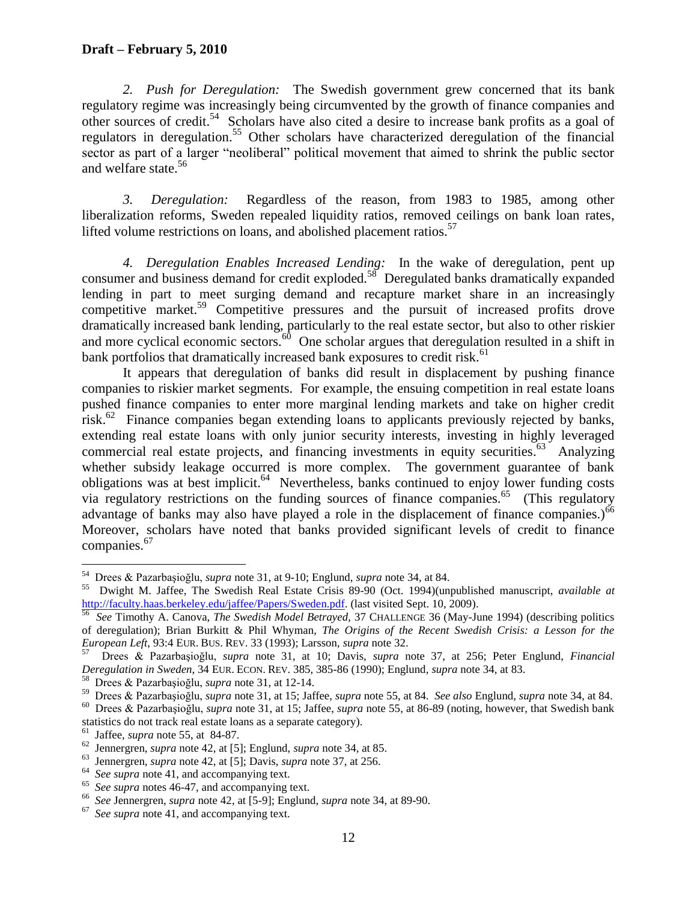*2. Push for Deregulation:* The Swedish government grew concerned that its bank regulatory regime was increasingly being circumvented by the growth of finance companies and other sources of credit.[54] Scholars have also cited a desire to increase bank profits as a goal of regulators in deregulation.[55] Other scholars have characterized deregulation of the financial sector as part of a larger "neoliberal" political movement that aimed to shrink the public sector and welfare state.[56]

*3. Deregulation:* Regardless of the reason, from 1983 to 1985, among other liberalization reforms, Sweden repealed liquidity ratios, removed ceilings on bank loan rates, lifted volume restrictions on loans, and abolished placement ratios.[57]

*4. Deregulation Enables Increased Lending:* In the wake of deregulation, pent up consumer and business demand for credit exploded.[58] Deregulated banks dramatically expanded lending in part to meet surging demand and recapture market share in an increasingly competitive market.[59] Competitive pressures and the pursuit of increased profits drove dramatically increased bank lending, particularly to the real estate sector, but also to other riskier and more cyclical economic sectors.[60] One scholar argues that deregulation resulted in a shift in bank portfolios that dramatically increased bank exposures to credit risk.[61]

It appears that deregulation of banks did result in displacement by pushing finance companies to riskier market segments. For example, the ensuing competition in real estate loans pushed finance companies to enter more marginal lending markets and take on higher credit risk.[62] Finance companies began extending loans to applicants previously rejected by banks, extending real estate loans with only junior security interests, investing in highly leveraged commercial real estate projects, and financing investments in equity securities.[63] Analyzing whether subsidy leakage occurred is more complex. The government guarantee of bank obligations was at best implicit.[64] Nevertheless, banks continued to enjoy lower funding costs via regulatory restrictions on the funding sources of finance companies.[65] (This regulatory advantage of banks may also have played a role in the displacement of finance companies.)[66] Moreover, scholars have noted that banks provided significant levels of credit to finance companies.[67]

---

[54] Drees & Pazarbaşioğlu, *supra* note 31, at 9-10; Englund, *supra* note 34, at 84.

[55] Dwight M. Jaffee, The Swedish Real Estate Crisis 89-90 (Oct. 1994)(unpublished manuscript, *available at* http://faculty.haas.berkeley.edu/jaffee/Papers/Sweden.pdf. (last visited Sept. 10, 2009).

[56] *See* Timothy A. Canova, *The Swedish Model Betrayed*, 37 CHALLENGE 36 (May-June 1994) (describing politics of deregulation); Brian Burkitt & Phil Whyman, *The Origins of the Recent Swedish Crisis: a Lesson for the European Left*, 93:4 EUR. BUS. REV. 33 (1993); Larsson, *supra* note 32.

[57] Drees & Pazarbaşioğlu, *supra* note 31, at 10; Davis, *supra* note 37, at 256; Peter Englund, *Financial Deregulation in Sweden*, 34 EUR. ECON. REV. 385, 385-86 (1990); Englund, *supra* note 34, at 83.

[58] Drees & Pazarbaşioğlu, *supra* note 31, at 12-14.

[59] Drees & Pazarbaşioğlu, *supra* note 31, at 15; Jaffee, *supra* note 55, at 84. *See also* Englund, *supra* note 34, at 84.

[60] Drees & Pazarbaşioğlu, *supra* note 31, at 15; Jaffee, *supra* note 55, at 86-89 (noting, however, that Swedish bank statistics do not track real estate loans as a separate category).

[61] Jaffee, *supra* note 55, at 84-87.

[62] Jennergren, *supra* note 42, at [5]; Englund, *supra* note 34, at 85.

[63] Jennergren, *supra* note 42, at [5]; Davis, *supra* note 37, at 256.

[64] *See supra* note 41, and accompanying text.

[65] *See supra* notes 46-47, and accompanying text.

[66] *See* Jennergren, *supra* note 42, at [5-9]; Englund, *supra* note 34, at 89-90.

[67] *See supra* note 41, and accompanying text.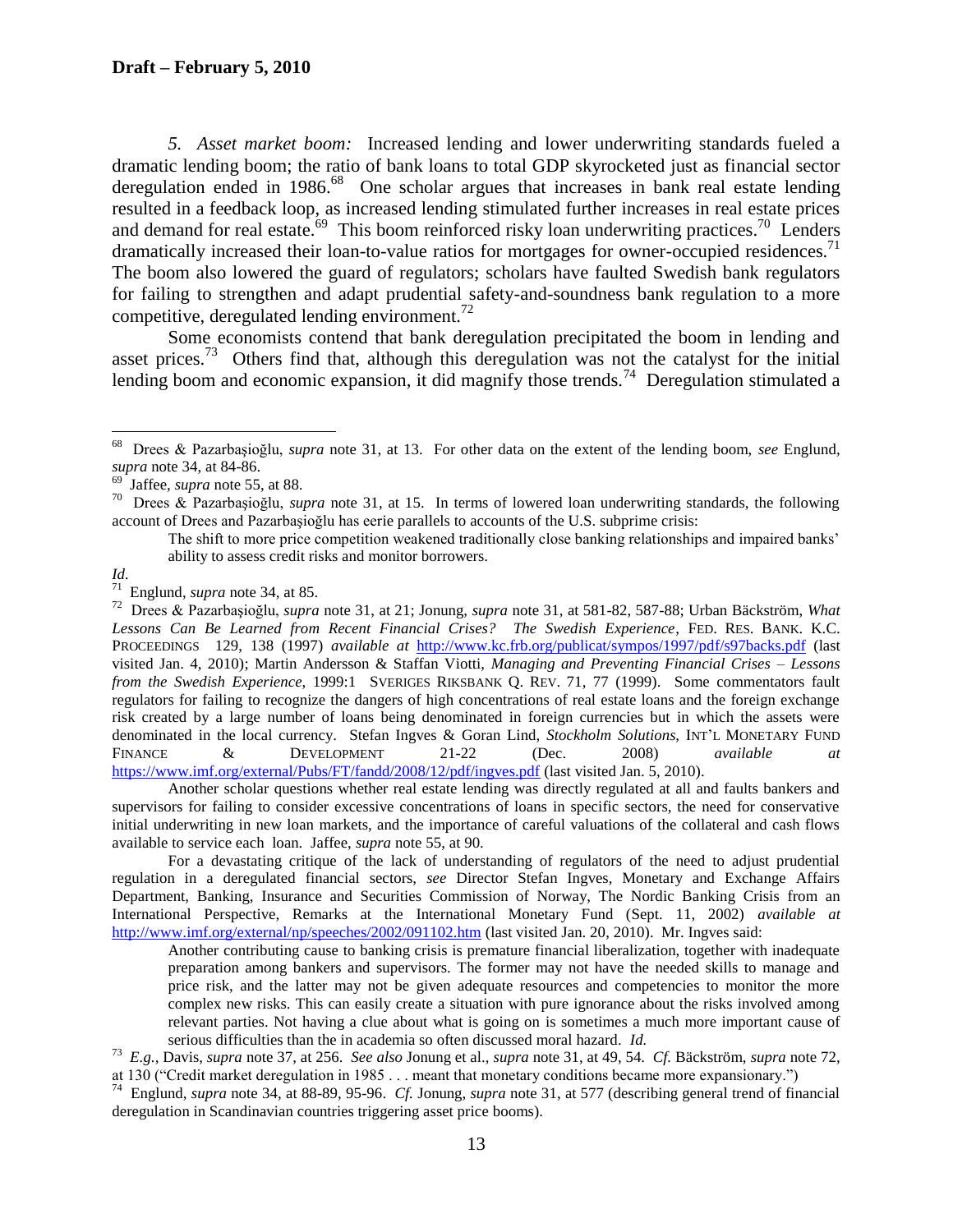*5. Asset market boom:* Increased lending and lower underwriting standards fueled a dramatic lending boom; the ratio of bank loans to total GDP skyrocketed just as financial sector deregulation ended in 1986.[68] One scholar argues that increases in bank real estate lending resulted in a feedback loop, as increased lending stimulated further increases in real estate prices and demand for real estate.[69] This boom reinforced risky loan underwriting practices.[70] Lenders dramatically increased their loan-to-value ratios for mortgages for owner-occupied residences.[71] The boom also lowered the guard of regulators; scholars have faulted Swedish bank regulators for failing to strengthen and adapt prudential safety-and-soundness bank regulation to a more competitive, deregulated lending environment.[72]

Some economists contend that bank deregulation precipitated the boom in lending and asset prices.[73] Others find that, although this deregulation was not the catalyst for the initial lending boom and economic expansion, it did magnify those trends.[74] Deregulation stimulated a

---

[68] Drees & Pazarbaşioğlu, *supra* note 31, at 13. For other data on the extent of the lending boom, *see* Englund, *supra* note 34, at 84-86.

[69] Jaffee, *supra* note 55, at 88.

[70] Drees & Pazarbaşioğlu, *supra* note 31, at 15. In terms of lowered loan underwriting standards, the following account of Drees and Pazarbaşioğlu has eerie parallels to accounts of the U.S. subprime crisis:

> The shift to more price competition weakened traditionally close banking relationships and impaired banks' ability to assess credit risks and monitor borrowers.

*Id.*

[71] Englund, *supra* note 34, at 85.

[72] Drees & Pazarbaşioğlu, *supra* note 31, at 21; Jonung, *supra* note 31, at 581-82, 587-88; Urban Bäckström, *What Lessons Can Be Learned from Recent Financial Crises? The Swedish Experience*, FED. RES. BANK. K.C. PROCEEDINGS 129, 138 (1997) *available at* http://www.kc.frb.org/publicat/sympos/1997/pdf/s97backs.pdf (last visited Jan. 4, 2010); Martin Andersson & Staffan Viotti, *Managing and Preventing Financial Crises – Lessons from the Swedish Experience*, 1999:1 SVERIGES RIKSBANK Q. REV. 71, 77 (1999). Some commentators fault regulators for failing to recognize the dangers of high concentrations of real estate loans and the foreign exchange risk created by a large number of loans being denominated in foreign currencies but in which the assets were denominated in the local currency. Stefan Ingves & Goran Lind, *Stockholm Solutions*, INT'L MONETARY FUND FINANCE & DEVELOPMENT 21-22 (Dec. 2008) *available at* https://www.imf.org/external/Pubs/FT/fandd/2008/12/pdf/ingves.pdf (last visited Jan. 5, 2010).

Another scholar questions whether real estate lending was directly regulated at all and faults bankers and supervisors for failing to consider excessive concentrations of loans in specific sectors, the need for conservative initial underwriting in new loan markets, and the importance of careful valuations of the collateral and cash flows available to service each loan. Jaffee, *supra* note 55, at 90.

For a devastating critique of the lack of understanding of regulators of the need to adjust prudential regulation in a deregulated financial sectors, *see* Director Stefan Ingves, Monetary and Exchange Affairs Department, Banking, Insurance and Securities Commission of Norway, The Nordic Banking Crisis from an International Perspective, Remarks at the International Monetary Fund (Sept. 11, 2002) *available at* http://www.imf.org/external/np/speeches/2002/091102.htm (last visited Jan. 20, 2010). Mr. Ingves said:

> Another contributing cause to banking crisis is premature financial liberalization, together with inadequate preparation among bankers and supervisors. The former may not have the needed skills to manage and price risk, and the latter may not be given adequate resources and competencies to monitor the more complex new risks. This can easily create a situation with pure ignorance about the risks involved among relevant parties. Not having a clue about what is going on is sometimes a much more important cause of serious difficulties than the in academia so often discussed moral hazard. *Id.*

[73] *E.g.*, Davis, *supra* note 37, at 256. *See also* Jonung et al., *supra* note 31, at 49, 54. *Cf.* Bäckström, *supra* note 72, at 130 ("Credit market deregulation in 1985 . . . meant that monetary conditions became more expansionary.")

[74] Englund, *supra* note 34, at 88-89, 95-96. *Cf.* Jonung, *supra* note 31, at 577 (describing general trend of financial deregulation in Scandinavian countries triggering asset price booms).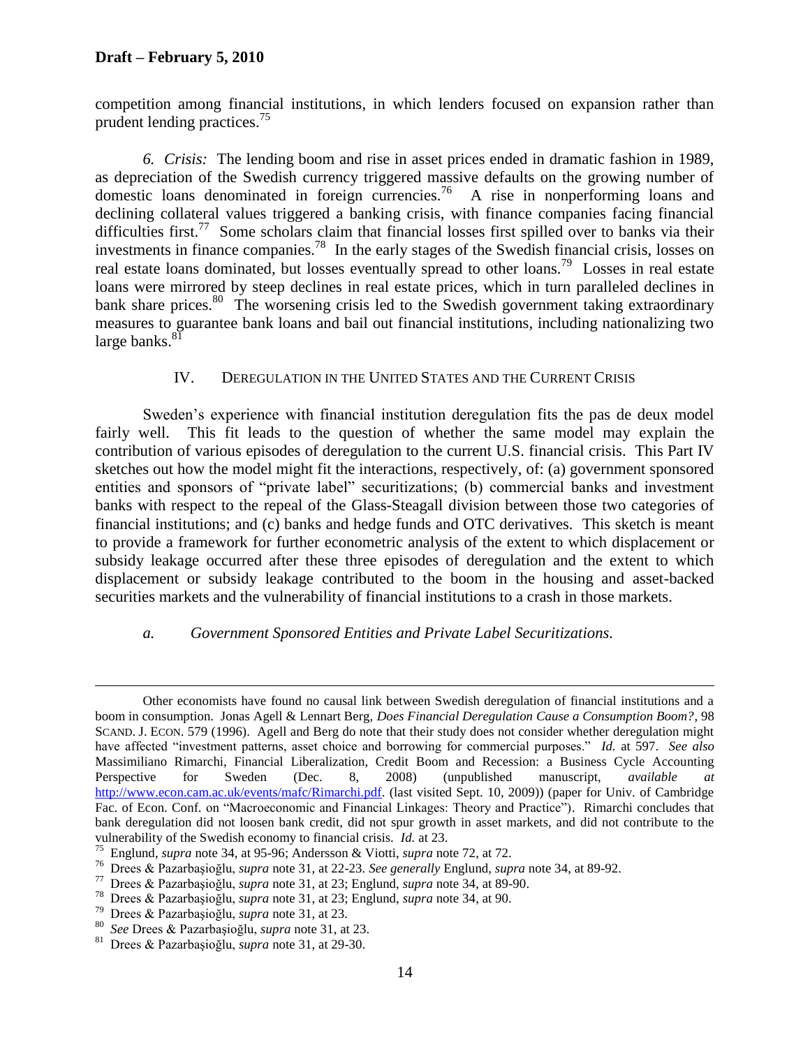competition among financial institutions, in which lenders focused on expansion rather than prudent lending practices.[75]

*6. Crisis:* The lending boom and rise in asset prices ended in dramatic fashion in 1989, as depreciation of the Swedish currency triggered massive defaults on the growing number of domestic loans denominated in foreign currencies.[76] A rise in nonperforming loans and declining collateral values triggered a banking crisis, with finance companies facing financial difficulties first.[77] Some scholars claim that financial losses first spilled over to banks via their investments in finance companies.[78] In the early stages of the Swedish financial crisis, losses on real estate loans dominated, but losses eventually spread to other loans.[79] Losses in real estate loans were mirrored by steep declines in real estate prices, which in turn paralleled declines in bank share prices.[80] The worsening crisis led to the Swedish government taking extraordinary measures to guarantee bank loans and bail out financial institutions, including nationalizing two large banks.[81]

## IV. DEREGULATION IN THE UNITED STATES AND THE CURRENT CRISIS

Sweden's experience with financial institution deregulation fits the pas de deux model fairly well. This fit leads to the question of whether the same model may explain the contribution of various episodes of deregulation to the current U.S. financial crisis. This Part IV sketches out how the model might fit the interactions, respectively, of: (a) government sponsored entities and sponsors of "private label" securitizations; (b) commercial banks and investment banks with respect to the repeal of the Glass-Steagall division between those two categories of financial institutions; and (c) banks and hedge funds and OTC derivatives. This sketch is meant to provide a framework for further econometric analysis of the extent to which displacement or subsidy leakage occurred after these three episodes of deregulation and the extent to which displacement or subsidy leakage contributed to the boom in the housing and asset-backed securities markets and the vulnerability of financial institutions to a crash in those markets.

### *a. Government Sponsored Entities and Private Label Securitizations.*

---

Other economists have found no causal link between Swedish deregulation of financial institutions and a boom in consumption. Jonas Agell & Lennart Berg, *Does Financial Deregulation Cause a Consumption Boom?*, 98 SCAND. J. ECON. 579 (1996). Agell and Berg do note that their study does not consider whether deregulation might have affected "investment patterns, asset choice and borrowing for commercial purposes." *Id.* at 597. *See also* Massimiliano Rimarchi, Financial Liberalization, Credit Boom and Recession: a Business Cycle Accounting Perspective for Sweden (Dec. 8, 2008) (unpublished manuscript, *available at* http://www.econ.cam.ac.uk/events/mafc/Rimarchi.pdf. (last visited Sept. 10, 2009)) (paper for Univ. of Cambridge Fac. of Econ. Conf. on "Macroeconomic and Financial Linkages: Theory and Practice"). Rimarchi concludes that bank deregulation did not loosen bank credit, did not spur growth in asset markets, and did not contribute to the vulnerability of the Swedish economy to financial crisis. *Id.* at 23.

[75] Englund, *supra* note 34, at 95-96; Andersson & Viotti, *supra* note 72, at 72.

[76] Drees & Pazarbaşioğlu, *supra* note 31, at 22-23. *See generally* Englund, *supra* note 34, at 89-92.

[77] Drees & Pazarbaşioğlu, *supra* note 31, at 23; Englund, *supra* note 34, at 89-90.

[78] Drees & Pazarbaşioğlu, *supra* note 31, at 23; Englund, *supra* note 34, at 90.

[79] Drees & Pazarbaşioğlu, *supra* note 31, at 23.

[80] *See* Drees & Pazarbaşioğlu, *supra* note 31, at 23.

[81] Drees & Pazarbaşioğlu, *supra* note 31, at 29-30.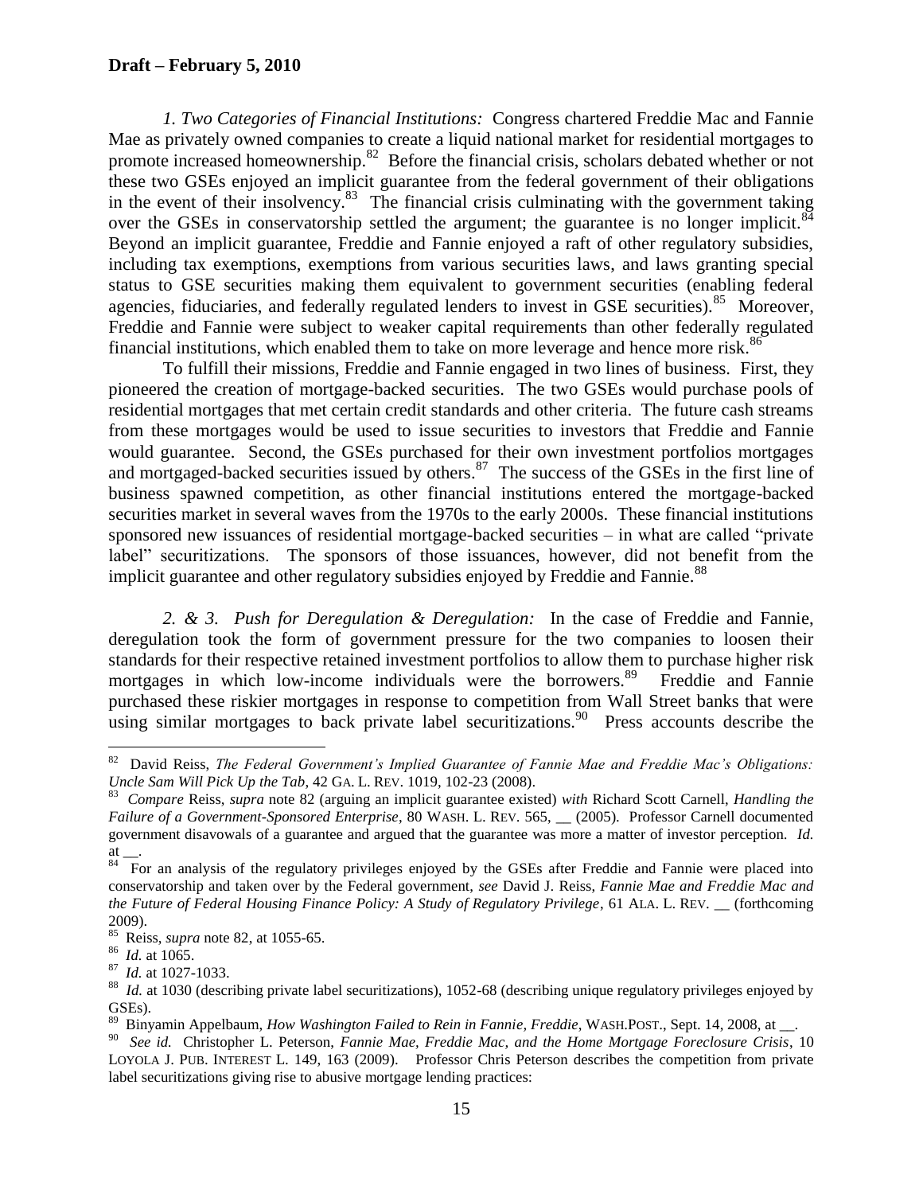*1. Two Categories of Financial Institutions:* Congress chartered Freddie Mac and Fannie Mae as privately owned companies to create a liquid national market for residential mortgages to promote increased homeownership.[82] Before the financial crisis, scholars debated whether or not these two GSEs enjoyed an implicit guarantee from the federal government of their obligations in the event of their insolvency.[83] The financial crisis culminating with the government taking over the GSEs in conservatorship settled the argument; the guarantee is no longer implicit.[84] Beyond an implicit guarantee, Freddie and Fannie enjoyed a raft of other regulatory subsidies, including tax exemptions, exemptions from various securities laws, and laws granting special status to GSE securities making them equivalent to government securities (enabling federal agencies, fiduciaries, and federally regulated lenders to invest in GSE securities).[85] Moreover, Freddie and Fannie were subject to weaker capital requirements than other federally regulated financial institutions, which enabled them to take on more leverage and hence more risk.[86]

To fulfill their missions, Freddie and Fannie engaged in two lines of business. First, they pioneered the creation of mortgage-backed securities. The two GSEs would purchase pools of residential mortgages that met certain credit standards and other criteria. The future cash streams from these mortgages would be used to issue securities to investors that Freddie and Fannie would guarantee. Second, the GSEs purchased for their own investment portfolios mortgages and mortgaged-backed securities issued by others.[87] The success of the GSEs in the first line of business spawned competition, as other financial institutions entered the mortgage-backed securities market in several waves from the 1970s to the early 2000s. These financial institutions sponsored new issuances of residential mortgage-backed securities – in what are called "private label" securitizations. The sponsors of those issuances, however, did not benefit from the implicit guarantee and other regulatory subsidies enjoyed by Freddie and Fannie.[88]

*2. & 3. Push for Deregulation & Deregulation:* In the case of Freddie and Fannie, deregulation took the form of government pressure for the two companies to loosen their standards for their respective retained investment portfolios to allow them to purchase higher risk mortgages in which low-income individuals were the borrowers.[89] Freddie and Fannie purchased these riskier mortgages in response to competition from Wall Street banks that were using similar mortgages to back private label securitizations.[90] Press accounts describe the

---

[82] David Reiss, *The Federal Government's Implied Guarantee of Fannie Mae and Freddie Mac's Obligations: Uncle Sam Will Pick Up the Tab*, 42 GA. L. REV. 1019, 102-23 (2008).

[83] *Compare* Reiss, *supra* note 82 (arguing an implicit guarantee existed) *with* Richard Scott Carnell, *Handling the Failure of a Government-Sponsored Enterprise*, 80 WASH. L. REV. 565, __ (2005). Professor Carnell documented government disavowals of a guarantee and argued that the guarantee was more a matter of investor perception. *Id.* at __.

[84] For an analysis of the regulatory privileges enjoyed by the GSEs after Freddie and Fannie were placed into conservatorship and taken over by the Federal government, *see* David J. Reiss, *Fannie Mae and Freddie Mac and the Future of Federal Housing Finance Policy: A Study of Regulatory Privilege*, 61 ALA. L. REV. __ (forthcoming 2009).

[85] Reiss, *supra* note 82, at 1055-65.

[86] *Id.* at 1065.

[87] *Id.* at 1027-1033.

[88] *Id.* at 1030 (describing private label securitizations), 1052-68 (describing unique regulatory privileges enjoyed by GSEs).

[89] Binyamin Appelbaum, *How Washington Failed to Rein in Fannie, Freddie*, WASH.POST., Sept. 14, 2008, at __.

[90] *See id.* Christopher L. Peterson, *Fannie Mae, Freddie Mac, and the Home Mortgage Foreclosure Crisis*, 10 LOYOLA J. PUB. INTEREST L. 149, 163 (2009). Professor Chris Peterson describes the competition from private label securitizations giving rise to abusive mortgage lending practices: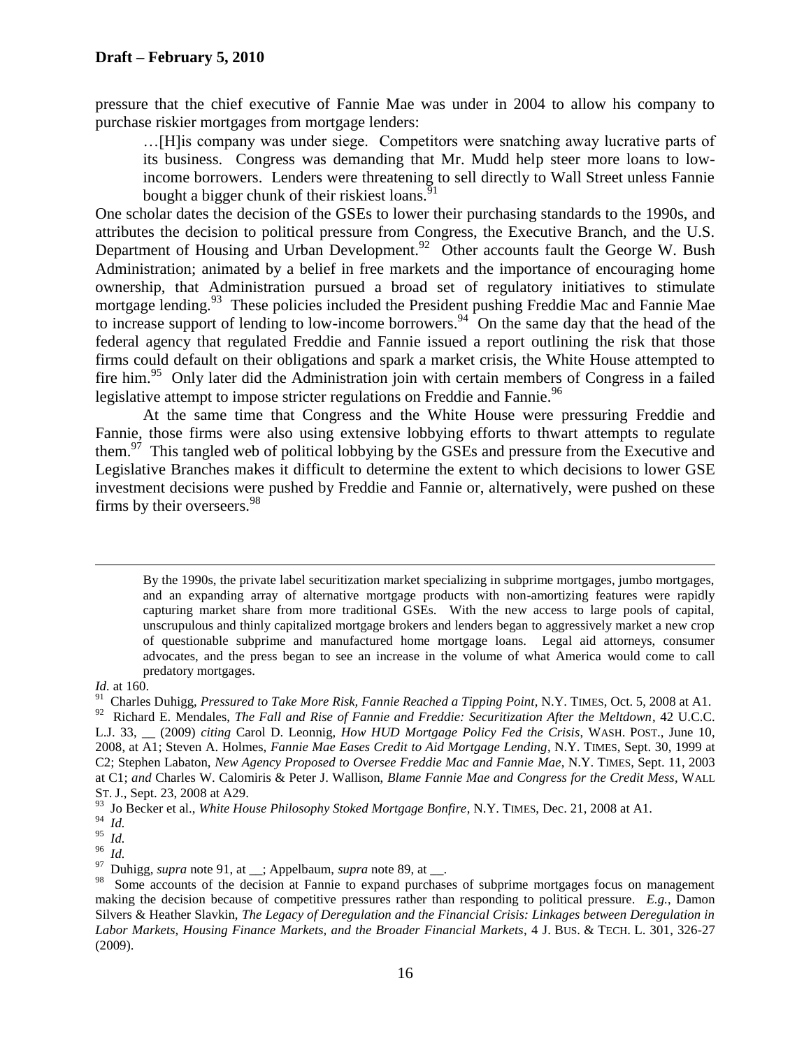pressure that the chief executive of Fannie Mae was under in 2004 to allow his company to purchase riskier mortgages from mortgage lenders:

> …[H]is company was under siege. Competitors were snatching away lucrative parts of its business. Congress was demanding that Mr. Mudd help steer more loans to low-income borrowers. Lenders were threatening to sell directly to Wall Street unless Fannie bought a bigger chunk of their riskiest loans.[91]

One scholar dates the decision of the GSEs to lower their purchasing standards to the 1990s, and attributes the decision to political pressure from Congress, the Executive Branch, and the U.S. Department of Housing and Urban Development.[92] Other accounts fault the George W. Bush Administration; animated by a belief in free markets and the importance of encouraging home ownership, that Administration pursued a broad set of regulatory initiatives to stimulate mortgage lending.[93] These policies included the President pushing Freddie Mac and Fannie Mae to increase support of lending to low-income borrowers.[94] On the same day that the head of the federal agency that regulated Freddie and Fannie issued a report outlining the risk that those firms could default on their obligations and spark a market crisis, the White House attempted to fire him.[95] Only later did the Administration join with certain members of Congress in a failed legislative attempt to impose stricter regulations on Freddie and Fannie.[96]

At the same time that Congress and the White House were pressuring Freddie and Fannie, those firms were also using extensive lobbying efforts to thwart attempts to regulate them.[97] This tangled web of political lobbying by the GSEs and pressure from the Executive and Legislative Branches makes it difficult to determine the extent to which decisions to lower GSE investment decisions were pushed by Freddie and Fannie or, alternatively, were pushed on these firms by their overseers.[98]

---

> By the 1990s, the private label securitization market specializing in subprime mortgages, jumbo mortgages, and an expanding array of alternative mortgage products with non-amortizing features were rapidly capturing market share from more traditional GSEs. With the new access to large pools of capital, unscrupulous and thinly capitalized mortgage brokers and lenders began to aggressively market a new crop of questionable subprime and manufactured home mortgage loans. Legal aid attorneys, consumer advocates, and the press began to see an increase in the volume of what America would come to call predatory mortgages.

*Id.* at 160.

[91] Charles Duhigg, *Pressured to Take More Risk, Fannie Reached a Tipping Point*, N.Y. TIMES, Oct. 5, 2008 at A1.

[92] Richard E. Mendales, *The Fall and Rise of Fannie and Freddie: Securitization After the Meltdown*, 42 U.C.C. L.J. 33, __ (2009) *citing* Carol D. Leonnig, *How HUD Mortgage Policy Fed the Crisis*, WASH. POST., June 10, 2008, at A1; Steven A. Holmes, *Fannie Mae Eases Credit to Aid Mortgage Lending*, N.Y. TIMES, Sept. 30, 1999 at C2; Stephen Labaton, *New Agency Proposed to Oversee Freddie Mac and Fannie Mae*, N.Y. TIMES, Sept. 11, 2003 at C1; *and* Charles W. Calomiris & Peter J. Wallison, *Blame Fannie Mae and Congress for the Credit Mess*, WALL ST. J., Sept. 23, 2008 at A29.

[93] Jo Becker et al., *White House Philosophy Stoked Mortgage Bonfire*, N.Y. TIMES, Dec. 21, 2008 at A1.

[94] *Id.*

[95] *Id.*

[96] *Id.*

[97] Duhigg, *supra* note 91, at __; Appelbaum, *supra* note 89, at __.

[98] Some accounts of the decision at Fannie to expand purchases of subprime mortgages focus on management making the decision because of competitive pressures rather than responding to political pressure. *E.g.*, Damon Silvers & Heather Slavkin, *The Legacy of Deregulation and the Financial Crisis: Linkages between Deregulation in Labor Markets, Housing Finance Markets, and the Broader Financial Markets*, 4 J. BUS. & TECH. L. 301, 326-27 (2009).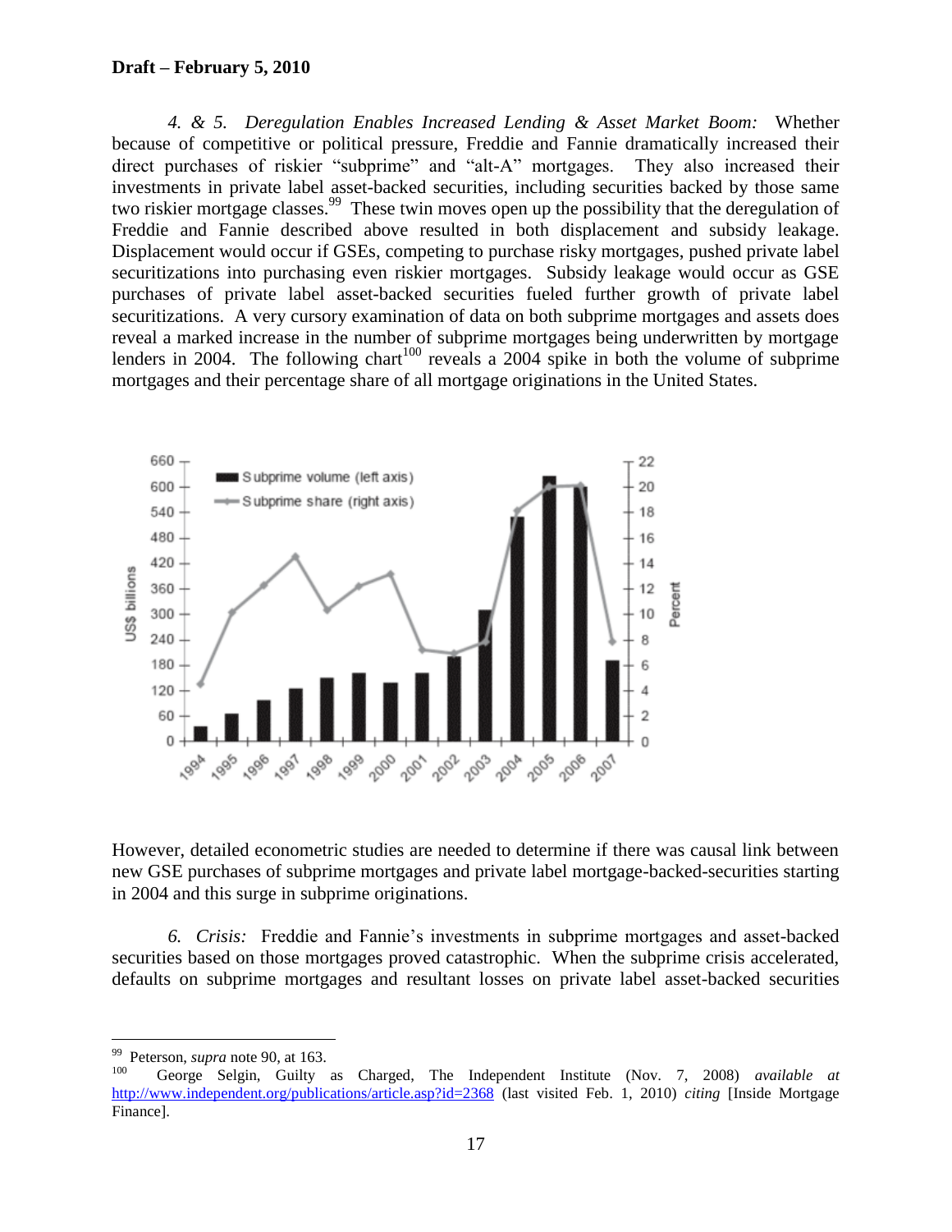*4. & 5. Deregulation Enables Increased Lending & Asset Market Boom:* Whether because of competitive or political pressure, Freddie and Fannie dramatically increased their direct purchases of riskier "subprime" and "alt-A" mortgages. They also increased their investments in private label asset-backed securities, including securities backed by those same two riskier mortgage classes.[99] These twin moves open up the possibility that the deregulation of Freddie and Fannie described above resulted in both displacement and subsidy leakage. Displacement would occur if GSEs, competing to purchase risky mortgages, pushed private label securitizations into purchasing even riskier mortgages. Subsidy leakage would occur as GSE purchases of private label asset-backed securities fueled further growth of private label securitizations. A very cursory examination of data on both subprime mortgages and assets does reveal a marked increase in the number of subprime mortgages being underwritten by mortgage lenders in 2004. The following chart[100] reveals a 2004 spike in both the volume of subprime mortgages and their percentage share of all mortgage originations in the United States.

However, detailed econometric studies are needed to determine if there was causal link between new GSE purchases of subprime mortgages and private label mortgage-backed-securities starting in 2004 and this surge in subprime originations.

*6. Crisis:* Freddie and Fannie's investments in subprime mortgages and asset-backed securities based on those mortgages proved catastrophic. When the subprime crisis accelerated, defaults on subprime mortgages and resultant losses on private label asset-backed securities

---

[99] Peterson, *supra* note 90, at 163.

[100] George Selgin, Guilty as Charged, The Independent Institute (Nov. 7, 2008) *available at* http://www.independent.org/publications/article.asp?id=2368 (last visited Feb. 1, 2010) *citing* [Inside Mortgage Finance].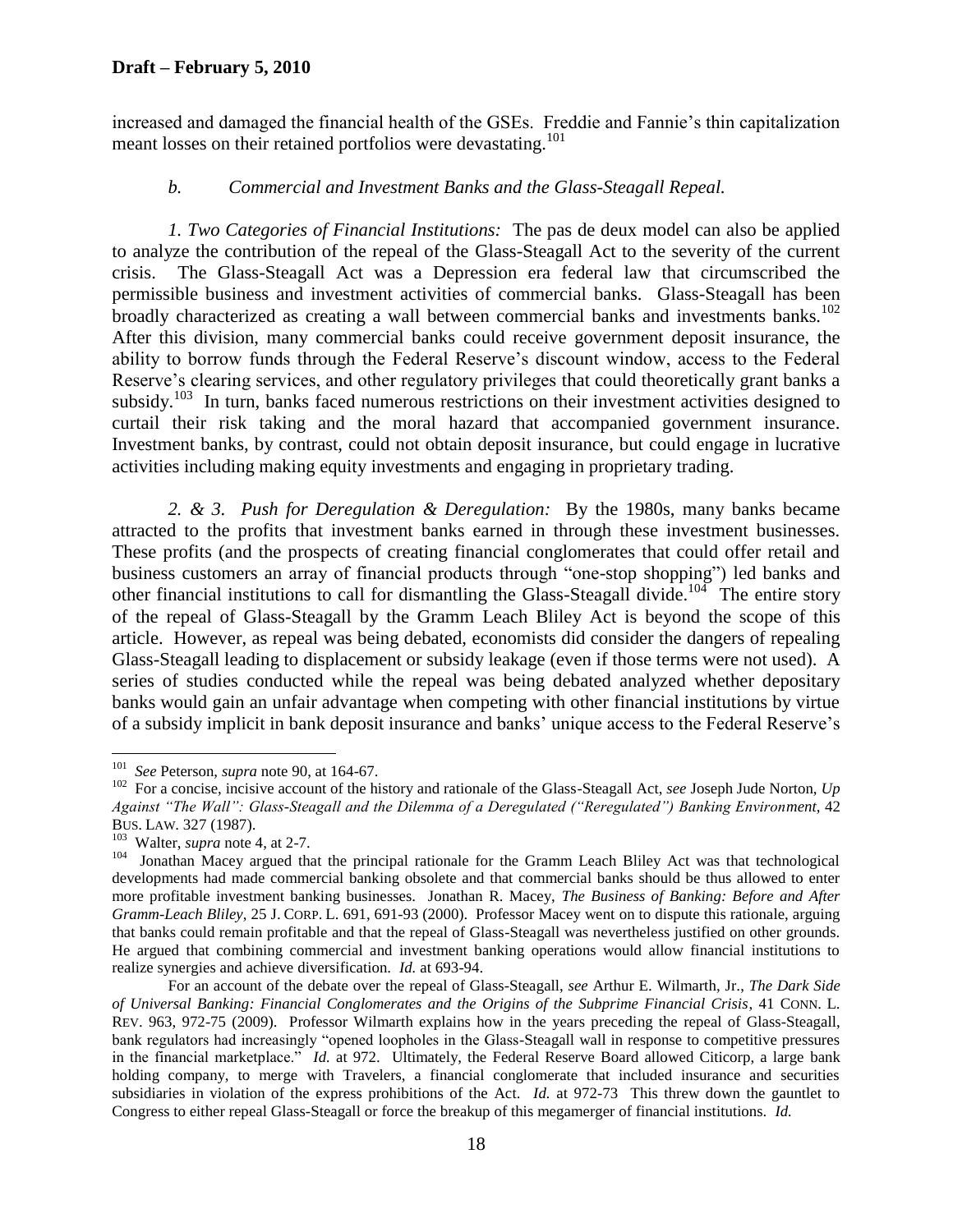increased and damaged the financial health of the GSEs. Freddie and Fannie's thin capitalization meant losses on their retained portfolios were devastating.[101]

### *b. Commercial and Investment Banks and the Glass-Steagall Repeal.*

*1. Two Categories of Financial Institutions:* The pas de deux model can also be applied to analyze the contribution of the repeal of the Glass-Steagall Act to the severity of the current crisis. The Glass-Steagall Act was a Depression era federal law that circumscribed the permissible business and investment activities of commercial banks. Glass-Steagall has been broadly characterized as creating a wall between commercial banks and investments banks.[102] After this division, many commercial banks could receive government deposit insurance, the ability to borrow funds through the Federal Reserve's discount window, access to the Federal Reserve's clearing services, and other regulatory privileges that could theoretically grant banks a subsidy.[103] In turn, banks faced numerous restrictions on their investment activities designed to curtail their risk taking and the moral hazard that accompanied government insurance. Investment banks, by contrast, could not obtain deposit insurance, but could engage in lucrative activities including making equity investments and engaging in proprietary trading.

*2. & 3. Push for Deregulation & Deregulation:* By the 1980s, many banks became attracted to the profits that investment banks earned in through these investment businesses. These profits (and the prospects of creating financial conglomerates that could offer retail and business customers an array of financial products through "one-stop shopping") led banks and other financial institutions to call for dismantling the Glass-Steagall divide.[104] The entire story of the repeal of Glass-Steagall by the Gramm Leach Bliley Act is beyond the scope of this article. However, as repeal was being debated, economists did consider the dangers of repealing Glass-Steagall leading to displacement or subsidy leakage (even if those terms were not used). A series of studies conducted while the repeal was being debated analyzed whether depositary banks would gain an unfair advantage when competing with other financial institutions by virtue of a subsidy implicit in bank deposit insurance and banks' unique access to the Federal Reserve's

---

[101] *See* Peterson, *supra* note 90, at 164-67.

[102] For a concise, incisive account of the history and rationale of the Glass-Steagall Act, *see* Joseph Jude Norton, *Up Against "The Wall": Glass-Steagall and the Dilemma of a Deregulated ("Reregulated") Banking Environment*, 42 BUS. LAW. 327 (1987).

[103] Walter, *supra* note 4, at 2-7.

[104] Jonathan Macey argued that the principal rationale for the Gramm Leach Bliley Act was that technological developments had made commercial banking obsolete and that commercial banks should be thus allowed to enter more profitable investment banking businesses. Jonathan R. Macey, *The Business of Banking: Before and After Gramm-Leach Bliley*, 25 J. CORP. L. 691, 691-93 (2000). Professor Macey went on to dispute this rationale, arguing that banks could remain profitable and that the repeal of Glass-Steagall was nevertheless justified on other grounds. He argued that combining commercial and investment banking operations would allow financial institutions to realize synergies and achieve diversification. *Id.* at 693-94.

For an account of the debate over the repeal of Glass-Steagall, *see* Arthur E. Wilmarth, Jr., *The Dark Side of Universal Banking: Financial Conglomerates and the Origins of the Subprime Financial Crisis*, 41 CONN. L. REV. 963, 972-75 (2009). Professor Wilmarth explains how in the years preceding the repeal of Glass-Steagall, bank regulators had increasingly "opened loopholes in the Glass-Steagall wall in response to competitive pressures in the financial marketplace." *Id.* at 972. Ultimately, the Federal Reserve Board allowed Citicorp, a large bank holding company, to merge with Travelers, a financial conglomerate that included insurance and securities subsidiaries in violation of the express prohibitions of the Act. *Id.* at 972-73 This threw down the gauntlet to Congress to either repeal Glass-Steagall or force the breakup of this megamerger of financial institutions. *Id.*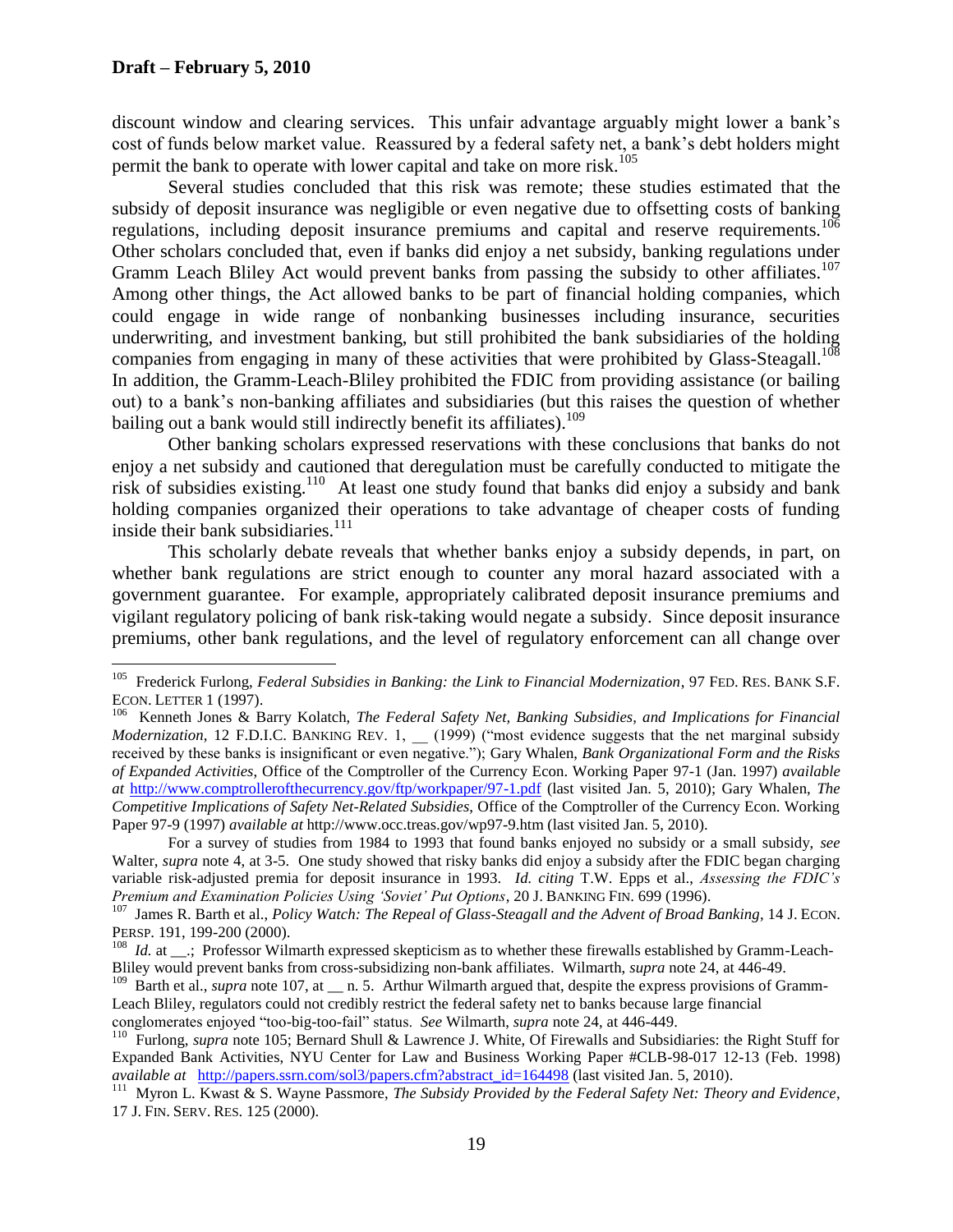discount window and clearing services. This unfair advantage arguably might lower a bank's cost of funds below market value. Reassured by a federal safety net, a bank's debt holders might permit the bank to operate with lower capital and take on more risk.[105]

Several studies concluded that this risk was remote; these studies estimated that the subsidy of deposit insurance was negligible or even negative due to offsetting costs of banking regulations, including deposit insurance premiums and capital and reserve requirements.[106] Other scholars concluded that, even if banks did enjoy a net subsidy, banking regulations under Gramm Leach Bliley Act would prevent banks from passing the subsidy to other affiliates.[107] Among other things, the Act allowed banks to be part of financial holding companies, which could engage in wide range of nonbanking businesses including insurance, securities underwriting, and investment banking, but still prohibited the bank subsidiaries of the holding companies from engaging in many of these activities that were prohibited by Glass-Steagall.[108] In addition, the Gramm-Leach-Bliley prohibited the FDIC from providing assistance (or bailing out) to a bank's non-banking affiliates and subsidiaries (but this raises the question of whether bailing out a bank would still indirectly benefit its affiliates).[109]

Other banking scholars expressed reservations with these conclusions that banks do not enjoy a net subsidy and cautioned that deregulation must be carefully conducted to mitigate the risk of subsidies existing.[110] At least one study found that banks did enjoy a subsidy and bank holding companies organized their operations to take advantage of cheaper costs of funding inside their bank subsidiaries.[111]

This scholarly debate reveals that whether banks enjoy a subsidy depends, in part, on whether bank regulations are strict enough to counter any moral hazard associated with a government guarantee. For example, appropriately calibrated deposit insurance premiums and vigilant regulatory policing of bank risk-taking would negate a subsidy. Since deposit insurance premiums, other bank regulations, and the level of regulatory enforcement can all change over

---

[105] Frederick Furlong, *Federal Subsidies in Banking: the Link to Financial Modernization*, 97 FED. RES. BANK S.F. ECON. LETTER 1 (1997).

[106] Kenneth Jones & Barry Kolatch, *The Federal Safety Net, Banking Subsidies, and Implications for Financial Modernization,* 12 F.D.I.C. BANKING REV. 1, __ (1999) ("most evidence suggests that the net marginal subsidy received by these banks is insignificant or even negative."); Gary Whalen, *Bank Organizational Form and the Risks of Expanded Activities,* Office of the Comptroller of the Currency Econ. Working Paper 97-1 (Jan. 1997) *available at* http://www.comptrollerofthecurrency.gov/ftp/workpaper/97-1.pdf (last visited Jan. 5, 2010); Gary Whalen, *The Competitive Implications of Safety Net-Related Subsidies*, Office of the Comptroller of the Currency Econ. Working Paper 97-9 (1997) *available at* http://www.occ.treas.gov/wp97-9.htm (last visited Jan. 5, 2010).

For a survey of studies from 1984 to 1993 that found banks enjoyed no subsidy or a small subsidy, *see* Walter, *supra* note 4, at 3-5. One study showed that risky banks did enjoy a subsidy after the FDIC began charging variable risk-adjusted premia for deposit insurance in 1993. *Id. citing* T.W. Epps et al., *Assessing the FDIC's Premium and Examination Policies Using 'Soviet' Put Options*, 20 J. BANKING FIN. 699 (1996).

[107] James R. Barth et al., *Policy Watch: The Repeal of Glass-Steagall and the Advent of Broad Banking*, 14 J. ECON. PERSP. 191, 199-200 (2000).

[108] *Id.* at __.; Professor Wilmarth expressed skepticism as to whether these firewalls established by Gramm-Leach-Bliley would prevent banks from cross-subsidizing non-bank affiliates. Wilmarth, *supra* note 24, at 446-49.

[109] Barth et al., *supra* note 107, at __ n. 5. Arthur Wilmarth argued that, despite the express provisions of Gramm-Leach Bliley, regulators could not credibly restrict the federal safety net to banks because large financial conglomerates enjoyed "too-big-too-fail" status. *See* Wilmarth, *supra* note 24, at 446-449.

[110] Furlong, *supra* note 105; Bernard Shull & Lawrence J. White, Of Firewalls and Subsidiaries: the Right Stuff for Expanded Bank Activities, NYU Center for Law and Business Working Paper #CLB-98-017 12-13 (Feb. 1998) *available at* http://papers.ssrn.com/sol3/papers.cfm?abstract_id=164498 (last visited Jan. 5, 2010).

[111] Myron L. Kwast & S. Wayne Passmore, *The Subsidy Provided by the Federal Safety Net: Theory and Evidence*, 17 J. FIN. SERV. RES. 125 (2000).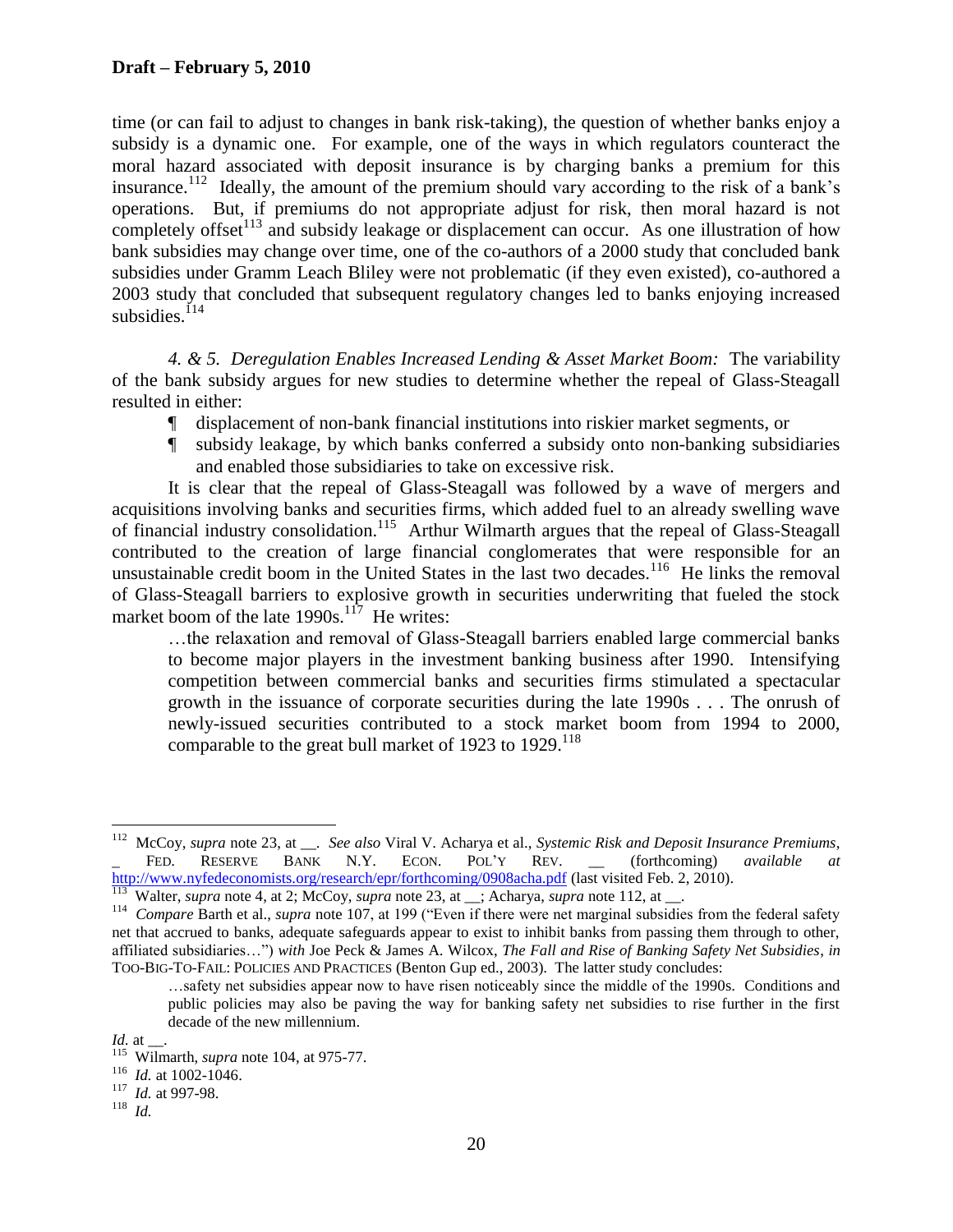time (or can fail to adjust to changes in bank risk-taking), the question of whether banks enjoy a subsidy is a dynamic one. For example, one of the ways in which regulators counteract the moral hazard associated with deposit insurance is by charging banks a premium for this insurance.[112] Ideally, the amount of the premium should vary according to the risk of a bank's operations. But, if premiums do not appropriate adjust for risk, then moral hazard is not completely offset[113] and subsidy leakage or displacement can occur. As one illustration of how bank subsidies may change over time, one of the co-authors of a 2000 study that concluded bank subsidies under Gramm Leach Bliley were not problematic (if they even existed), co-authored a 2003 study that concluded that subsequent regulatory changes led to banks enjoying increased subsidies.[114]

*4. & 5. Deregulation Enables Increased Lending & Asset Market Boom:* The variability of the bank subsidy argues for new studies to determine whether the repeal of Glass-Steagall resulted in either:

¶ displacement of non-bank financial institutions into riskier market segments, or

¶ subsidy leakage, by which banks conferred a subsidy onto non-banking subsidiaries and enabled those subsidiaries to take on excessive risk.

It is clear that the repeal of Glass-Steagall was followed by a wave of mergers and acquisitions involving banks and securities firms, which added fuel to an already swelling wave of financial industry consolidation.[115] Arthur Wilmarth argues that the repeal of Glass-Steagall contributed to the creation of large financial conglomerates that were responsible for an unsustainable credit boom in the United States in the last two decades.[116] He links the removal of Glass-Steagall barriers to explosive growth in securities underwriting that fueled the stock market boom of the late 1990s.[117] He writes:

> …the relaxation and removal of Glass-Steagall barriers enabled large commercial banks to become major players in the investment banking business after 1990. Intensifying competition between commercial banks and securities firms stimulated a spectacular growth in the issuance of corporate securities during the late 1990s . . . The onrush of newly-issued securities contributed to a stock market boom from 1994 to 2000, comparable to the great bull market of 1923 to 1929.[118]

---

[112] McCoy, *supra* note 23, at __. *See also* Viral V. Acharya et al., *Systemic Risk and Deposit Insurance Premiums*, _ FED. RESERVE BANK N.Y. ECON. POL'Y REV. __ (forthcoming) *available at* http://www.nyfedeconomists.org/research/epr/forthcoming/0908acha.pdf (last visited Feb. 2, 2010).

[113] Walter, *supra* note 4, at 2; McCoy, *supra* note 23, at __; Acharya, *supra* note 112, at __.

[114] *Compare* Barth et al., *supra* note 107, at 199 ("Even if there were net marginal subsidies from the federal safety net that accrued to banks, adequate safeguards appear to exist to inhibit banks from passing them through to other, affiliated subsidiaries…") *with* Joe Peck & James A. Wilcox, *The Fall and Rise of Banking Safety Net Subsidies*, *in* TOO-BIG-TO-FAIL: POLICIES AND PRACTICES (Benton Gup ed., 2003). The latter study concludes:

> …safety net subsidies appear now to have risen noticeably since the middle of the 1990s. Conditions and public policies may also be paving the way for banking safety net subsidies to rise further in the first decade of the new millennium.

*Id.* at __.

[115] Wilmarth, *supra* note 104, at 975-77.

[116] *Id.* at 1002-1046.

[117] *Id.* at 997-98.

[118] *Id.*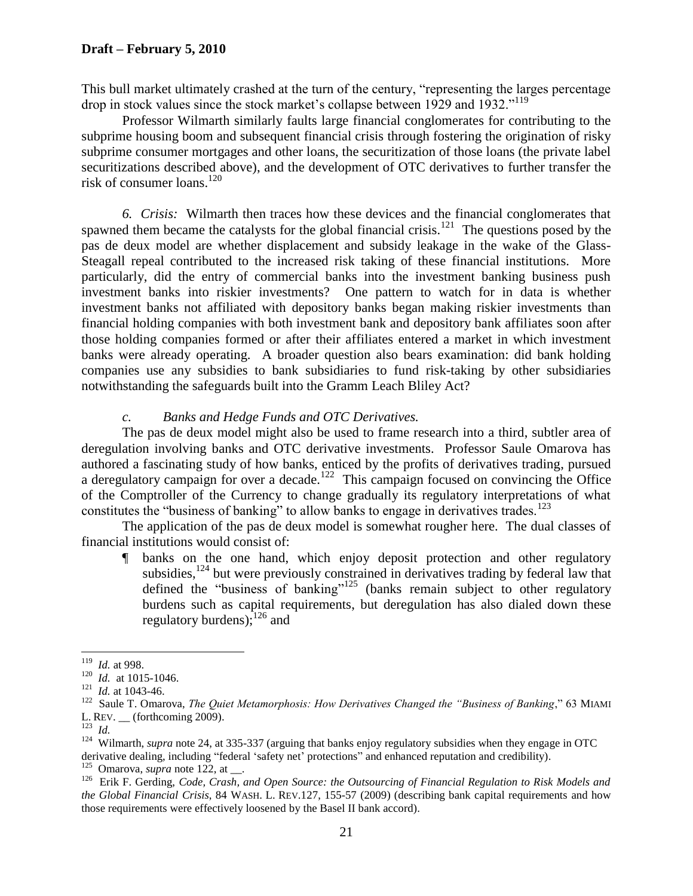This bull market ultimately crashed at the turn of the century, "representing the larges percentage drop in stock values since the stock market's collapse between 1929 and 1932."[119]

Professor Wilmarth similarly faults large financial conglomerates for contributing to the subprime housing boom and subsequent financial crisis through fostering the origination of risky subprime consumer mortgages and other loans, the securitization of those loans (the private label securitizations described above), and the development of OTC derivatives to further transfer the risk of consumer loans.[120]

*6. Crisis:* Wilmarth then traces how these devices and the financial conglomerates that spawned them became the catalysts for the global financial crisis.[121] The questions posed by the pas de deux model are whether displacement and subsidy leakage in the wake of the Glass-Steagall repeal contributed to the increased risk taking of these financial institutions. More particularly, did the entry of commercial banks into the investment banking business push investment banks into riskier investments? One pattern to watch for in data is whether investment banks not affiliated with depository banks began making riskier investments than financial holding companies with both investment bank and depository bank affiliates soon after those holding companies formed or after their affiliates entered a market in which investment banks were already operating. A broader question also bears examination: did bank holding companies use any subsidies to bank subsidiaries to fund risk-taking by other subsidiaries notwithstanding the safeguards built into the Gramm Leach Bliley Act?

*c. Banks and Hedge Funds and OTC Derivatives.*

The pas de deux model might also be used to frame research into a third, subtler area of deregulation involving banks and OTC derivative investments. Professor Saule Omarova has authored a fascinating study of how banks, enticed by the profits of derivatives trading, pursued a deregulatory campaign for over a decade.[122] This campaign focused on convincing the Office of the Comptroller of the Currency to change gradually its regulatory interpretations of what constitutes the "business of banking" to allow banks to engage in derivatives trades.[123]

The application of the pas de deux model is somewhat rougher here. The dual classes of financial institutions would consist of:

¶ banks on the one hand, which enjoy deposit protection and other regulatory subsidies,[124] but were previously constrained in derivatives trading by federal law that defined the "business of banking"[125] (banks remain subject to other regulatory burdens such as capital requirements, but deregulation has also dialed down these regulatory burdens);[126] and

---

[119] *Id.* at 998.

[120] *Id.* at 1015-1046.

[121] *Id.* at 1043-46.

[122] Saule T. Omarova, *The Quiet Metamorphosis: How Derivatives Changed the "Business of Banking*," 63 MIAMI L. REV. __ (forthcoming 2009).

[123] *Id.*

[124] Wilmarth, *supra* note 24, at 335-337 (arguing that banks enjoy regulatory subsidies when they engage in OTC derivative dealing, including "federal 'safety net' protections" and enhanced reputation and credibility).

[125] Omarova, *supra* note 122, at __.

[126] Erik F. Gerding, *Code, Crash, and Open Source: the Outsourcing of Financial Regulation to Risk Models and the Global Financial Crisis*, 84 WASH. L. REV.127, 155-57 (2009) (describing bank capital requirements and how those requirements were effectively loosened by the Basel II bank accord).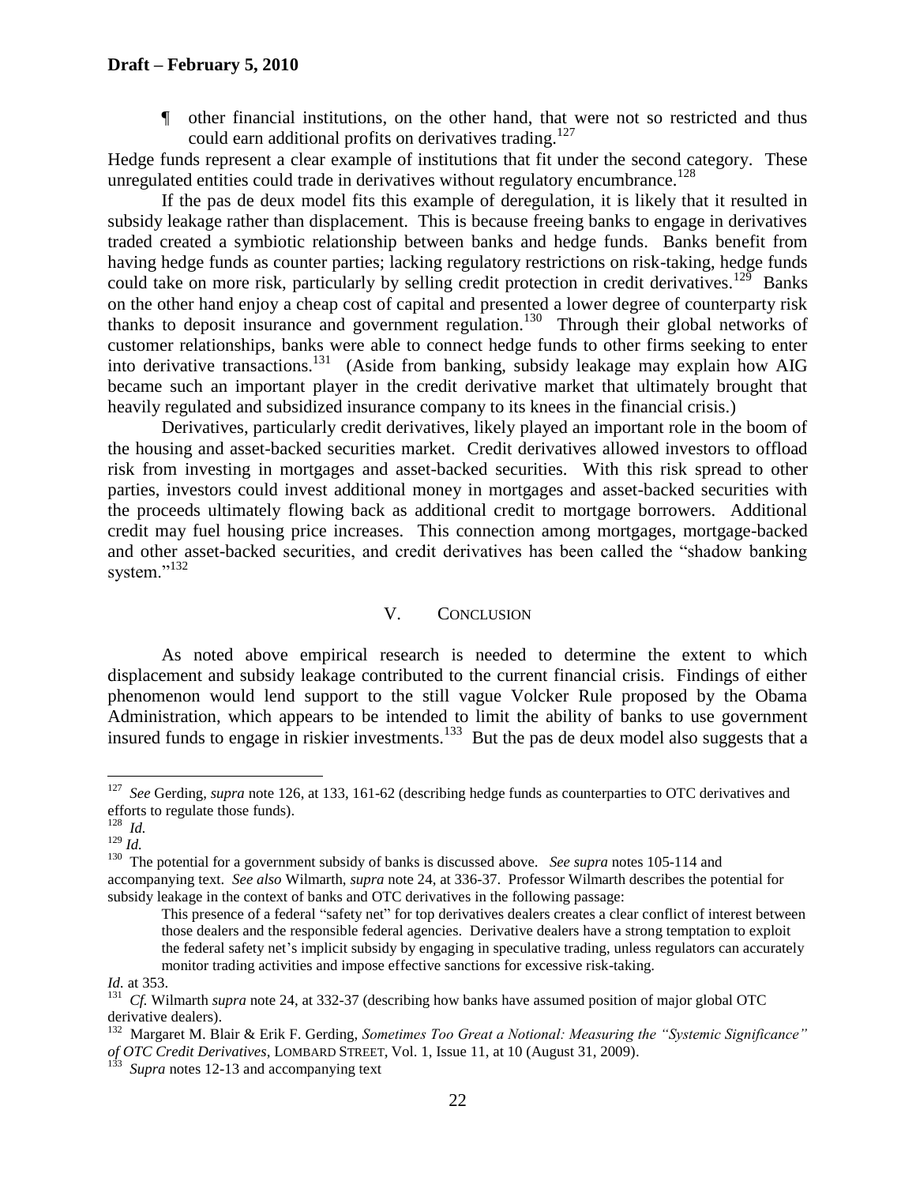¶ other financial institutions, on the other hand, that were not so restricted and thus could earn additional profits on derivatives trading.[127]

Hedge funds represent a clear example of institutions that fit under the second category. These unregulated entities could trade in derivatives without regulatory encumbrance.[128]

If the pas de deux model fits this example of deregulation, it is likely that it resulted in subsidy leakage rather than displacement. This is because freeing banks to engage in derivatives traded created a symbiotic relationship between banks and hedge funds. Banks benefit from having hedge funds as counter parties; lacking regulatory restrictions on risk-taking, hedge funds could take on more risk, particularly by selling credit protection in credit derivatives.[129] Banks on the other hand enjoy a cheap cost of capital and presented a lower degree of counterparty risk thanks to deposit insurance and government regulation.[130] Through their global networks of customer relationships, banks were able to connect hedge funds to other firms seeking to enter into derivative transactions.[131] (Aside from banking, subsidy leakage may explain how AIG became such an important player in the credit derivative market that ultimately brought that heavily regulated and subsidized insurance company to its knees in the financial crisis.)

Derivatives, particularly credit derivatives, likely played an important role in the boom of the housing and asset-backed securities market. Credit derivatives allowed investors to offload risk from investing in mortgages and asset-backed securities. With this risk spread to other parties, investors could invest additional money in mortgages and asset-backed securities with the proceeds ultimately flowing back as additional credit to mortgage borrowers. Additional credit may fuel housing price increases. This connection among mortgages, mortgage-backed and other asset-backed securities, and credit derivatives has been called the "shadow banking system."[132]

## V. CONCLUSION

As noted above empirical research is needed to determine the extent to which displacement and subsidy leakage contributed to the current financial crisis. Findings of either phenomenon would lend support to the still vague Volcker Rule proposed by the Obama Administration, which appears to be intended to limit the ability of banks to use government insured funds to engage in riskier investments.[133] But the pas de deux model also suggests that a

---

[127] *See* Gerding, *supra* note 126, at 133, 161-62 (describing hedge funds as counterparties to OTC derivatives and efforts to regulate those funds).

[128] *Id.*

[129] *Id.*

[130] The potential for a government subsidy of banks is discussed above. *See supra* notes 105-114 and accompanying text. *See also* Wilmarth, *supra* note 24, at 336-37. Professor Wilmarth describes the potential for subsidy leakage in the context of banks and OTC derivatives in the following passage:

> This presence of a federal "safety net" for top derivatives dealers creates a clear conflict of interest between those dealers and the responsible federal agencies. Derivative dealers have a strong temptation to exploit the federal safety net's implicit subsidy by engaging in speculative trading, unless regulators can accurately monitor trading activities and impose effective sanctions for excessive risk-taking.

*Id.* at 353.

[131] *Cf.* Wilmarth *supra* note 24, at 332-37 (describing how banks have assumed position of major global OTC derivative dealers).

[132] Margaret M. Blair & Erik F. Gerding, *Sometimes Too Great a Notional: Measuring the "Systemic Significance" of OTC Credit Derivatives*, LOMBARD STREET, Vol. 1, Issue 11, at 10 (August 31, 2009).

[133] *Supra* notes 12-13 and accompanying text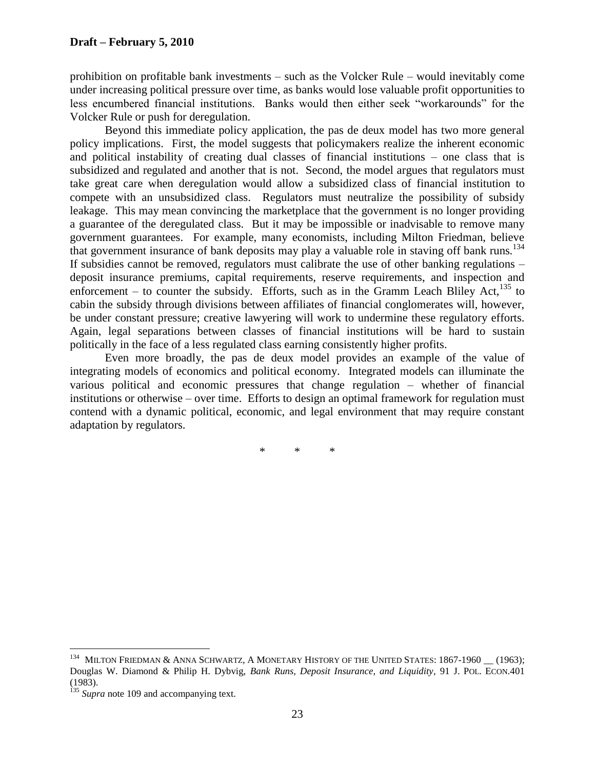prohibition on profitable bank investments – such as the Volcker Rule – would inevitably come under increasing political pressure over time, as banks would lose valuable profit opportunities to less encumbered financial institutions. Banks would then either seek "workarounds" for the Volcker Rule or push for deregulation.

Beyond this immediate policy application, the pas de deux model has two more general policy implications. First, the model suggests that policymakers realize the inherent economic and political instability of creating dual classes of financial institutions – one class that is subsidized and regulated and another that is not. Second, the model argues that regulators must take great care when deregulation would allow a subsidized class of financial institution to compete with an unsubsidized class. Regulators must neutralize the possibility of subsidy leakage. This may mean convincing the marketplace that the government is no longer providing a guarantee of the deregulated class. But it may be impossible or inadvisable to remove many government guarantees. For example, many economists, including Milton Friedman, believe that government insurance of bank deposits may play a valuable role in staving off bank runs.[134] If subsidies cannot be removed, regulators must calibrate the use of other banking regulations – deposit insurance premiums, capital requirements, reserve requirements, and inspection and enforcement – to counter the subsidy. Efforts, such as in the Gramm Leach Bliley Act,[135] to cabin the subsidy through divisions between affiliates of financial conglomerates will, however, be under constant pressure; creative lawyering will work to undermine these regulatory efforts. Again, legal separations between classes of financial institutions will be hard to sustain politically in the face of a less regulated class earning consistently higher profits.

Even more broadly, the pas de deux model provides an example of the value of integrating models of economics and political economy. Integrated models can illuminate the various political and economic pressures that change regulation – whether of financial institutions or otherwise – over time. Efforts to design an optimal framework for regulation must contend with a dynamic political, economic, and legal environment that may require constant adaptation by regulators.

\* \* \*

---

[134] MILTON FRIEDMAN & ANNA SCHWARTZ, A MONETARY HISTORY OF THE UNITED STATES: 1867-1960 __ (1963); Douglas W. Diamond & Philip H. Dybvig, *Bank Runs, Deposit Insurance, and Liquidity*, 91 J. POL. ECON.401 (1983).

[135] *Supra* note 109 and accompanying text.